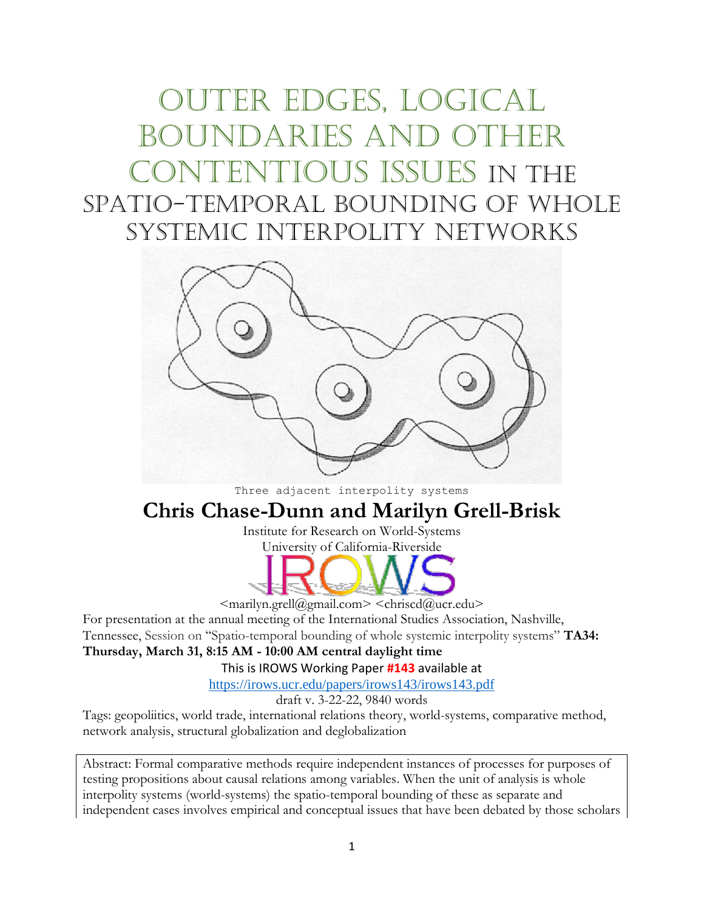# Outer Edges, Logical Boundaries and Other Contentious Issues in the Spatio-Temporal Bounding of Whole Systemic Interpolity Networks

Three adjacent interpolity systems

## Chris Chase-Dunn and Marilyn Grell-Brisk

Institute for Research on World-Systems
University of California-Riverside

IROWS

<marilyn.grell@gmail.com> <chriscd@ucr.edu>

For presentation at the annual meeting of the International Studies Association, Nashville, Tennessee, Session on "Spatio-temporal bounding of whole systemic interpolity systems" **TA34: Thursday, March 31, 8:15 AM - 10:00 AM central daylight time**

This is IROWS Working Paper **#143** available at
https://irows.ucr.edu/papers/irows143/irows143.pdf

draft v. 3-22-22, 9840 words

Tags: geopoliitics, world trade, international relations theory, world-systems, comparative method, network analysis, structural globalization and deglobalization

Abstract: Formal comparative methods require independent instances of processes for purposes of testing propositions about causal relations among variables. When the unit of analysis is whole interpolity systems (world-systems) the spatio-temporal bounding of these as separate and independent cases involves empirical and conceptual issues that have been debated by those scholars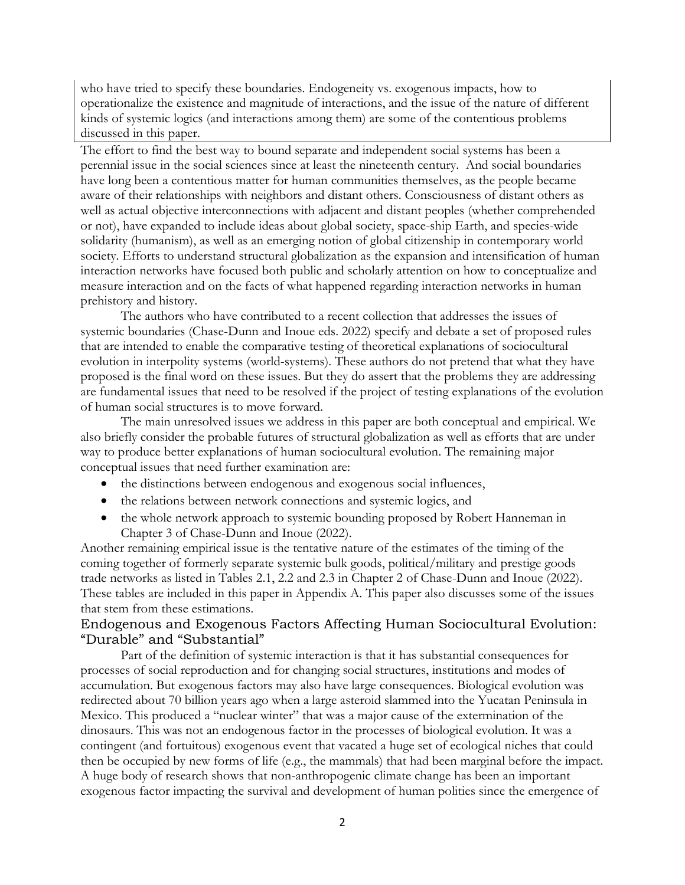who have tried to specify these boundaries. Endogeneity vs. exogenous impacts, how to operationalize the existence and magnitude of interactions, and the issue of the nature of different kinds of systemic logics (and interactions among them) are some of the contentious problems discussed in this paper.

The effort to find the best way to bound separate and independent social systems has been a perennial issue in the social sciences since at least the nineteenth century. And social boundaries have long been a contentious matter for human communities themselves, as the people became aware of their relationships with neighbors and distant others. Consciousness of distant others as well as actual objective interconnections with adjacent and distant peoples (whether comprehended or not), have expanded to include ideas about global society, space-ship Earth, and species-wide solidarity (humanism), as well as an emerging notion of global citizenship in contemporary world society. Efforts to understand structural globalization as the expansion and intensification of human interaction networks have focused both public and scholarly attention on how to conceptualize and measure interaction and on the facts of what happened regarding interaction networks in human prehistory and history.

The authors who have contributed to a recent collection that addresses the issues of systemic boundaries (Chase-Dunn and Inoue eds. 2022) specify and debate a set of proposed rules that are intended to enable the comparative testing of theoretical explanations of sociocultural evolution in interpolity systems (world-systems). These authors do not pretend that what they have proposed is the final word on these issues. But they do assert that the problems they are addressing are fundamental issues that need to be resolved if the project of testing explanations of the evolution of human social structures is to move forward.

The main unresolved issues we address in this paper are both conceptual and empirical. We also briefly consider the probable futures of structural globalization as well as efforts that are under way to produce better explanations of human sociocultural evolution. The remaining major conceptual issues that need further examination are:

- the distinctions between endogenous and exogenous social influences,
- the relations between network connections and systemic logics, and
- the whole network approach to systemic bounding proposed by Robert Hanneman in Chapter 3 of Chase-Dunn and Inoue (2022).

Another remaining empirical issue is the tentative nature of the estimates of the timing of the coming together of formerly separate systemic bulk goods, political/military and prestige goods trade networks as listed in Tables 2.1, 2.2 and 2.3 in Chapter 2 of Chase-Dunn and Inoue (2022). These tables are included in this paper in Appendix A. This paper also discusses some of the issues that stem from these estimations.

## Endogenous and Exogenous Factors Affecting Human Sociocultural Evolution: "Durable" and "Substantial"

Part of the definition of systemic interaction is that it has substantial consequences for processes of social reproduction and for changing social structures, institutions and modes of accumulation. But exogenous factors may also have large consequences. Biological evolution was redirected about 70 billion years ago when a large asteroid slammed into the Yucatan Peninsula in Mexico. This produced a "nuclear winter" that was a major cause of the extermination of the dinosaurs. This was not an endogenous factor in the processes of biological evolution. It was a contingent (and fortuitous) exogenous event that vacated a huge set of ecological niches that could then be occupied by new forms of life (e.g., the mammals) that had been marginal before the impact. A huge body of research shows that non-anthropogenic climate change has been an important exogenous factor impacting the survival and development of human polities since the emergence of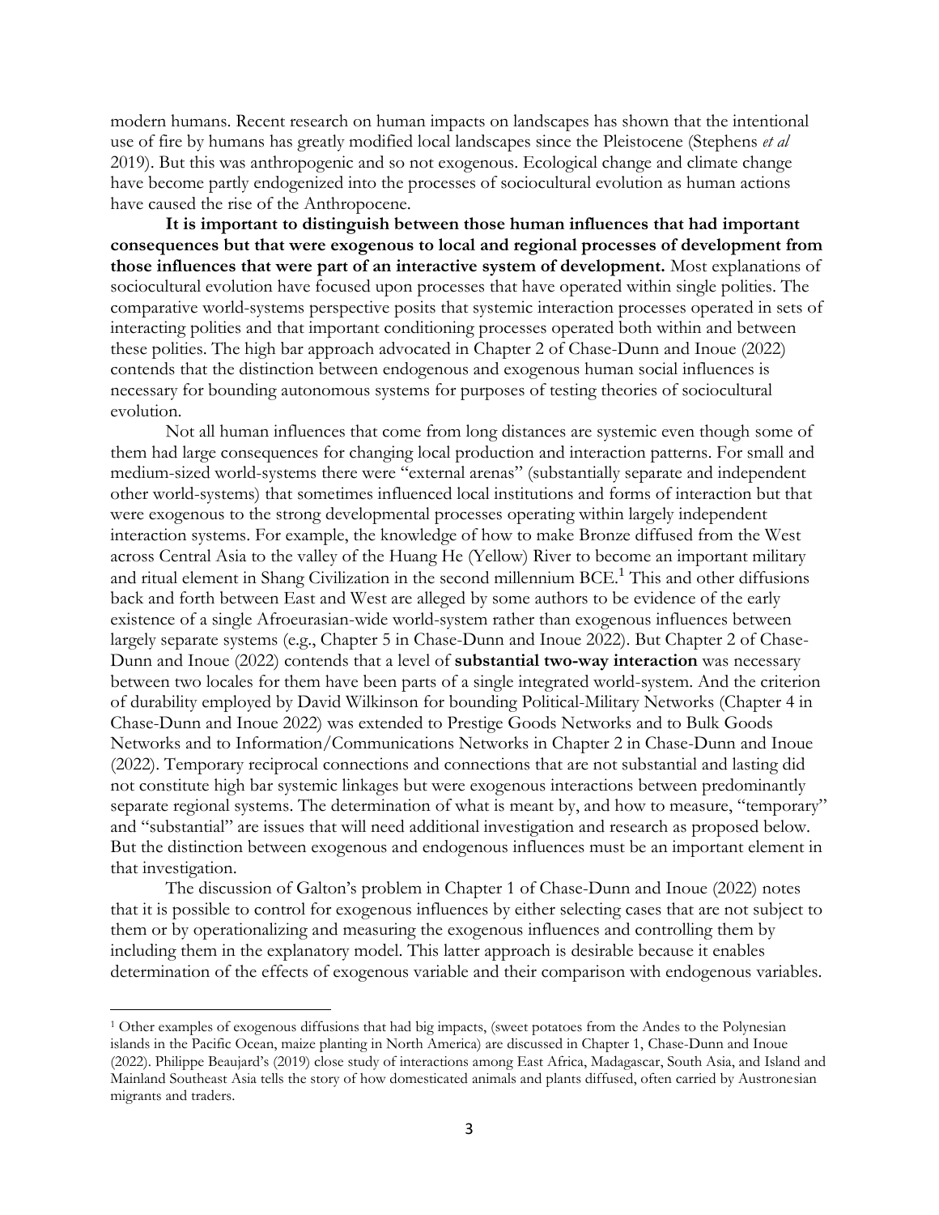modern humans. Recent research on human impacts on landscapes has shown that the intentional use of fire by humans has greatly modified local landscapes since the Pleistocene (Stephens *et al* 2019). But this was anthropogenic and so not exogenous. Ecological change and climate change have become partly endogenized into the processes of sociocultural evolution as human actions have caused the rise of the Anthropocene.

**It is important to distinguish between those human influences that had important consequences but that were exogenous to local and regional processes of development from those influences that were part of an interactive system of development.** Most explanations of sociocultural evolution have focused upon processes that have operated within single polities. The comparative world-systems perspective posits that systemic interaction processes operated in sets of interacting polities and that important conditioning processes operated both within and between these polities. The high bar approach advocated in Chapter 2 of Chase-Dunn and Inoue (2022) contends that the distinction between endogenous and exogenous human social influences is necessary for bounding autonomous systems for purposes of testing theories of sociocultural evolution.

Not all human influences that come from long distances are systemic even though some of them had large consequences for changing local production and interaction patterns. For small and medium-sized world-systems there were "external arenas" (substantially separate and independent other world-systems) that sometimes influenced local institutions and forms of interaction but that were exogenous to the strong developmental processes operating within largely independent interaction systems. For example, the knowledge of how to make Bronze diffused from the West across Central Asia to the valley of the Huang He (Yellow) River to become an important military and ritual element in Shang Civilization in the second millennium BCE.[1] This and other diffusions back and forth between East and West are alleged by some authors to be evidence of the early existence of a single Afroeurasian-wide world-system rather than exogenous influences between largely separate systems (e.g., Chapter 5 in Chase-Dunn and Inoue 2022). But Chapter 2 of Chase-Dunn and Inoue (2022) contends that a level of **substantial two-way interaction** was necessary between two locales for them have been parts of a single integrated world-system. And the criterion of durability employed by David Wilkinson for bounding Political-Military Networks (Chapter 4 in Chase-Dunn and Inoue 2022) was extended to Prestige Goods Networks and to Bulk Goods Networks and to Information/Communications Networks in Chapter 2 in Chase-Dunn and Inoue (2022). Temporary reciprocal connections and connections that are not substantial and lasting did not constitute high bar systemic linkages but were exogenous interactions between predominantly separate regional systems. The determination of what is meant by, and how to measure, "temporary" and "substantial" are issues that will need additional investigation and research as proposed below. But the distinction between exogenous and endogenous influences must be an important element in that investigation.

The discussion of Galton's problem in Chapter 1 of Chase-Dunn and Inoue (2022) notes that it is possible to control for exogenous influences by either selecting cases that are not subject to them or by operationalizing and measuring the exogenous influences and controlling them by including them in the explanatory model. This latter approach is desirable because it enables determination of the effects of exogenous variable and their comparison with endogenous variables.

[1] Other examples of exogenous diffusions that had big impacts, (sweet potatoes from the Andes to the Polynesian islands in the Pacific Ocean, maize planting in North America) are discussed in Chapter 1, Chase-Dunn and Inoue (2022). Philippe Beaujard's (2019) close study of interactions among East Africa, Madagascar, South Asia, and Island and Mainland Southeast Asia tells the story of how domesticated animals and plants diffused, often carried by Austronesian migrants and traders.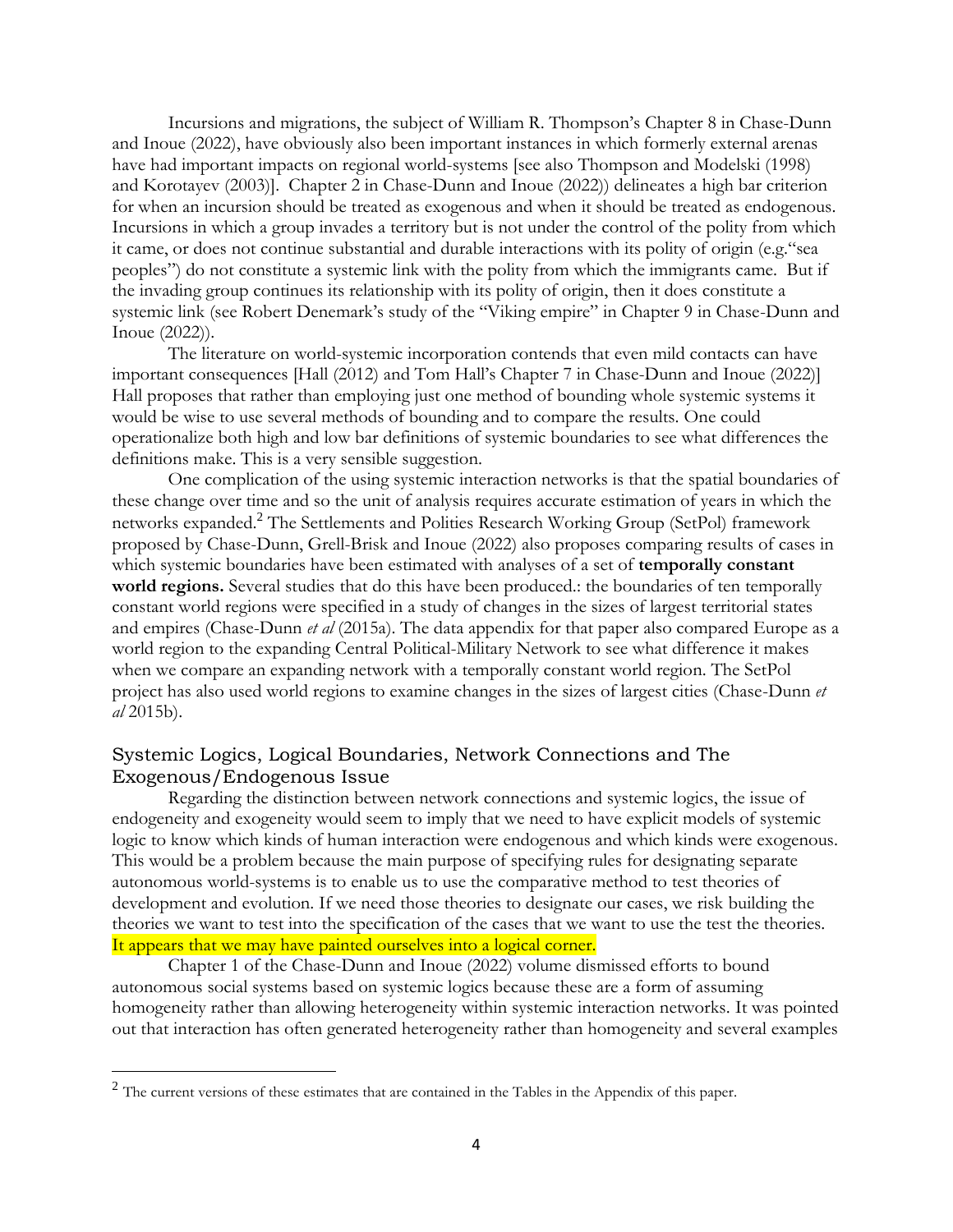Incursions and migrations, the subject of William R. Thompson's Chapter 8 in Chase-Dunn and Inoue (2022), have obviously also been important instances in which formerly external arenas have had important impacts on regional world-systems [see also Thompson and Modelski (1998) and Korotayev (2003)]. Chapter 2 in Chase-Dunn and Inoue (2022)) delineates a high bar criterion for when an incursion should be treated as exogenous and when it should be treated as endogenous. Incursions in which a group invades a territory but is not under the control of the polity from which it came, or does not continue substantial and durable interactions with its polity of origin (e.g."sea peoples") do not constitute a systemic link with the polity from which the immigrants came. But if the invading group continues its relationship with its polity of origin, then it does constitute a systemic link (see Robert Denemark's study of the "Viking empire" in Chapter 9 in Chase-Dunn and Inoue (2022)).

The literature on world-systemic incorporation contends that even mild contacts can have important consequences [Hall (2012) and Tom Hall's Chapter 7 in Chase-Dunn and Inoue (2022)] Hall proposes that rather than employing just one method of bounding whole systemic systems it would be wise to use several methods of bounding and to compare the results. One could operationalize both high and low bar definitions of systemic boundaries to see what differences the definitions make. This is a very sensible suggestion.

One complication of the using systemic interaction networks is that the spatial boundaries of these change over time and so the unit of analysis requires accurate estimation of years in which the networks expanded.[2] The Settlements and Polities Research Working Group (SetPol) framework proposed by Chase-Dunn, Grell-Brisk and Inoue (2022) also proposes comparing results of cases in which systemic boundaries have been estimated with analyses of a set of **temporally constant world regions.** Several studies that do this have been produced.: the boundaries of ten temporally constant world regions were specified in a study of changes in the sizes of largest territorial states and empires (Chase-Dunn *et al* (2015a). The data appendix for that paper also compared Europe as a world region to the expanding Central Political-Military Network to see what difference it makes when we compare an expanding network with a temporally constant world region. The SetPol project has also used world regions to examine changes in the sizes of largest cities (Chase-Dunn *et al* 2015b).

## Systemic Logics, Logical Boundaries, Network Connections and The Exogenous/Endogenous Issue

Regarding the distinction between network connections and systemic logics, the issue of endogeneity and exogeneity would seem to imply that we need to have explicit models of systemic logic to know which kinds of human interaction were endogenous and which kinds were exogenous. This would be a problem because the main purpose of specifying rules for designating separate autonomous world-systems is to enable us to use the comparative method to test theories of development and evolution. If we need those theories to designate our cases, we risk building the theories we want to test into the specification of the cases that we want to use the test the theories. It appears that we may have painted ourselves into a logical corner.

Chapter 1 of the Chase-Dunn and Inoue (2022) volume dismissed efforts to bound autonomous social systems based on systemic logics because these are a form of assuming homogeneity rather than allowing heterogeneity within systemic interaction networks. It was pointed out that interaction has often generated heterogeneity rather than homogeneity and several examples

[2] The current versions of these estimates that are contained in the Tables in the Appendix of this paper.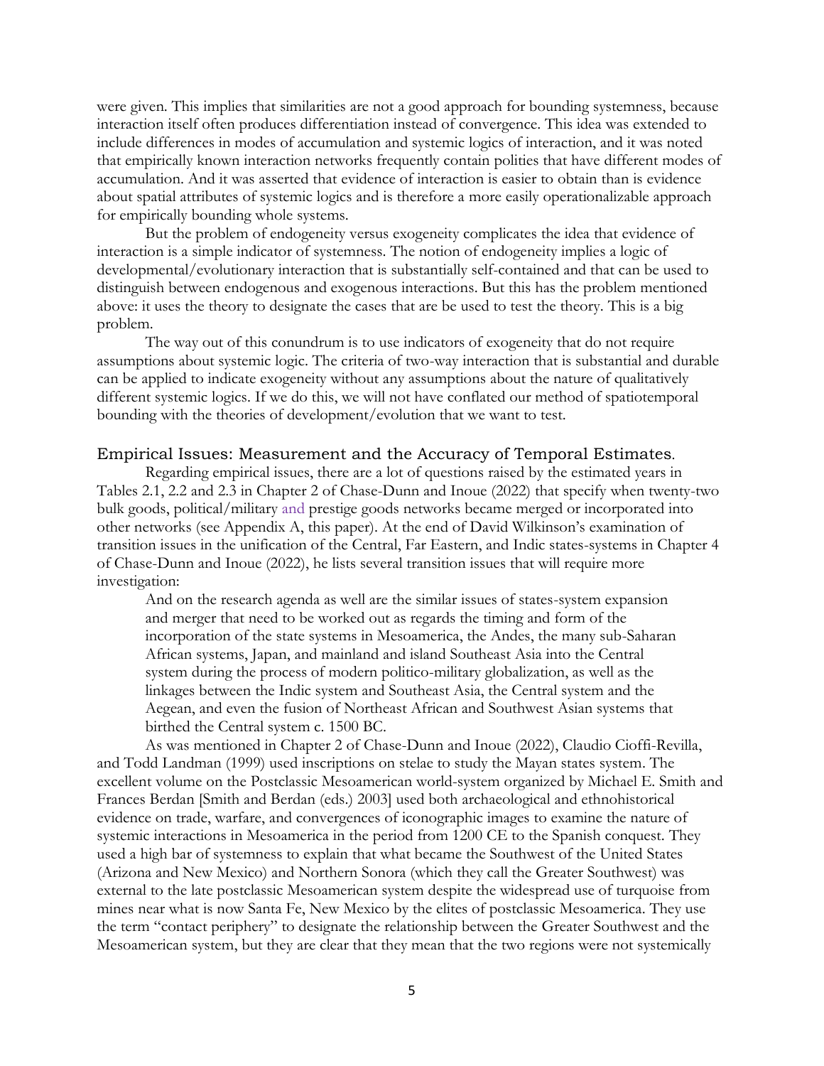were given. This implies that similarities are not a good approach for bounding systemness, because interaction itself often produces differentiation instead of convergence. This idea was extended to include differences in modes of accumulation and systemic logics of interaction, and it was noted that empirically known interaction networks frequently contain polities that have different modes of accumulation. And it was asserted that evidence of interaction is easier to obtain than is evidence about spatial attributes of systemic logics and is therefore a more easily operationalizable approach for empirically bounding whole systems.

But the problem of endogeneity versus exogeneity complicates the idea that evidence of interaction is a simple indicator of systemness. The notion of endogeneity implies a logic of developmental/evolutionary interaction that is substantially self-contained and that can be used to distinguish between endogenous and exogenous interactions. But this has the problem mentioned above: it uses the theory to designate the cases that are be used to test the theory. This is a big problem.

The way out of this conundrum is to use indicators of exogeneity that do not require assumptions about systemic logic. The criteria of two-way interaction that is substantial and durable can be applied to indicate exogeneity without any assumptions about the nature of qualitatively different systemic logics. If we do this, we will not have conflated our method of spatiotemporal bounding with the theories of development/evolution that we want to test.

## Empirical Issues: Measurement and the Accuracy of Temporal Estimates.

Regarding empirical issues, there are a lot of questions raised by the estimated years in Tables 2.1, 2.2 and 2.3 in Chapter 2 of Chase-Dunn and Inoue (2022) that specify when twenty-two bulk goods, political/military and prestige goods networks became merged or incorporated into other networks (see Appendix A, this paper). At the end of David Wilkinson's examination of transition issues in the unification of the Central, Far Eastern, and Indic states-systems in Chapter 4 of Chase-Dunn and Inoue (2022), he lists several transition issues that will require more investigation:

> And on the research agenda as well are the similar issues of states-system expansion and merger that need to be worked out as regards the timing and form of the incorporation of the state systems in Mesoamerica, the Andes, the many sub-Saharan African systems, Japan, and mainland and island Southeast Asia into the Central system during the process of modern politico-military globalization, as well as the linkages between the Indic system and Southeast Asia, the Central system and the Aegean, and even the fusion of Northeast African and Southwest Asian systems that birthed the Central system c. 1500 BC.

As was mentioned in Chapter 2 of Chase-Dunn and Inoue (2022), Claudio Cioffi-Revilla, and Todd Landman (1999) used inscriptions on stelae to study the Mayan states system. The excellent volume on the Postclassic Mesoamerican world-system organized by Michael E. Smith and Frances Berdan [Smith and Berdan (eds.) 2003] used both archaeological and ethnohistorical evidence on trade, warfare, and convergences of iconographic images to examine the nature of systemic interactions in Mesoamerica in the period from 1200 CE to the Spanish conquest. They used a high bar of systemness to explain that what became the Southwest of the United States (Arizona and New Mexico) and Northern Sonora (which they call the Greater Southwest) was external to the late postclassic Mesoamerican system despite the widespread use of turquoise from mines near what is now Santa Fe, New Mexico by the elites of postclassic Mesoamerica. They use the term "contact periphery" to designate the relationship between the Greater Southwest and the Mesoamerican system, but they are clear that they mean that the two regions were not systemically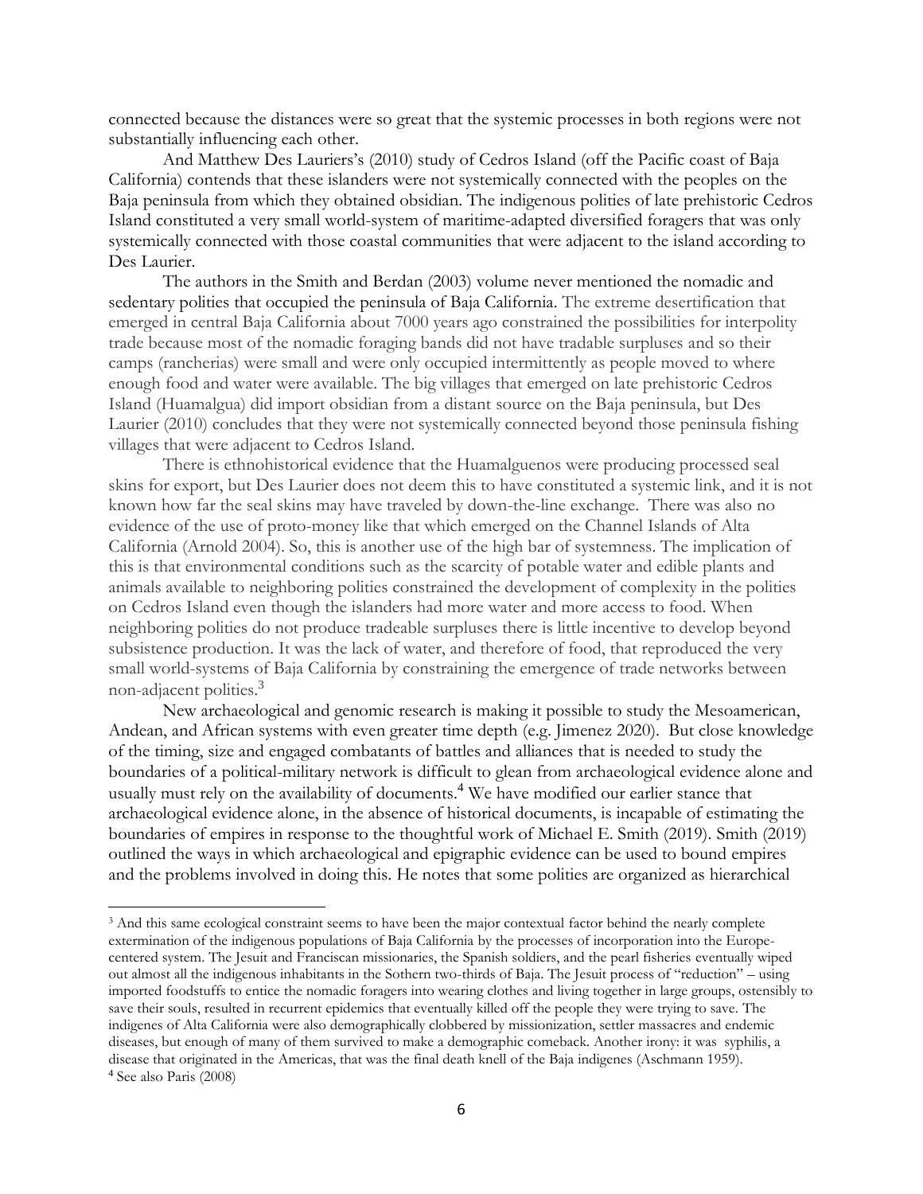connected because the distances were so great that the systemic processes in both regions were not substantially influencing each other.

And Matthew Des Lauriers's (2010) study of Cedros Island (off the Pacific coast of Baja California) contends that these islanders were not systemically connected with the peoples on the Baja peninsula from which they obtained obsidian. The indigenous polities of late prehistoric Cedros Island constituted a very small world-system of maritime-adapted diversified foragers that was only systemically connected with those coastal communities that were adjacent to the island according to Des Laurier.

The authors in the Smith and Berdan (2003) volume never mentioned the nomadic and sedentary polities that occupied the peninsula of Baja California. The extreme desertification that emerged in central Baja California about 7000 years ago constrained the possibilities for interpolity trade because most of the nomadic foraging bands did not have tradable surpluses and so their camps (rancherias) were small and were only occupied intermittently as people moved to where enough food and water were available. The big villages that emerged on late prehistoric Cedros Island (Huamalgua) did import obsidian from a distant source on the Baja peninsula, but Des Laurier (2010) concludes that they were not systemically connected beyond those peninsula fishing villages that were adjacent to Cedros Island.

There is ethnohistorical evidence that the Huamalguenos were producing processed seal skins for export, but Des Laurier does not deem this to have constituted a systemic link, and it is not known how far the seal skins may have traveled by down-the-line exchange. There was also no evidence of the use of proto-money like that which emerged on the Channel Islands of Alta California (Arnold 2004). So, this is another use of the high bar of systemness. The implication of this is that environmental conditions such as the scarcity of potable water and edible plants and animals available to neighboring polities constrained the development of complexity in the polities on Cedros Island even though the islanders had more water and more access to food. When neighboring polities do not produce tradeable surpluses there is little incentive to develop beyond subsistence production. It was the lack of water, and therefore of food, that reproduced the very small world-systems of Baja California by constraining the emergence of trade networks between non-adjacent polities.[3]

New archaeological and genomic research is making it possible to study the Mesoamerican, Andean, and African systems with even greater time depth (e.g. Jimenez 2020). But close knowledge of the timing, size and engaged combatants of battles and alliances that is needed to study the boundaries of a political-military network is difficult to glean from archaeological evidence alone and usually must rely on the availability of documents.[4] We have modified our earlier stance that archaeological evidence alone, in the absence of historical documents, is incapable of estimating the boundaries of empires in response to the thoughtful work of Michael E. Smith (2019). Smith (2019) outlined the ways in which archaeological and epigraphic evidence can be used to bound empires and the problems involved in doing this. He notes that some polities are organized as hierarchical

---

[3] And this same ecological constraint seems to have been the major contextual factor behind the nearly complete extermination of the indigenous populations of Baja California by the processes of incorporation into the Europe-centered system. The Jesuit and Franciscan missionaries, the Spanish soldiers, and the pearl fisheries eventually wiped out almost all the indigenous inhabitants in the Sothern two-thirds of Baja. The Jesuit process of "reduction" – using imported foodstuffs to entice the nomadic foragers into wearing clothes and living together in large groups, ostensibly to save their souls, resulted in recurrent epidemics that eventually killed off the people they were trying to save. The indigenes of Alta California were also demographically clobbered by missionization, settler massacres and endemic diseases, but enough of many of them survived to make a demographic comeback. Another irony: it was syphilis, a disease that originated in the Americas, that was the final death knell of the Baja indigenes (Aschmann 1959).

[4] See also Paris (2008)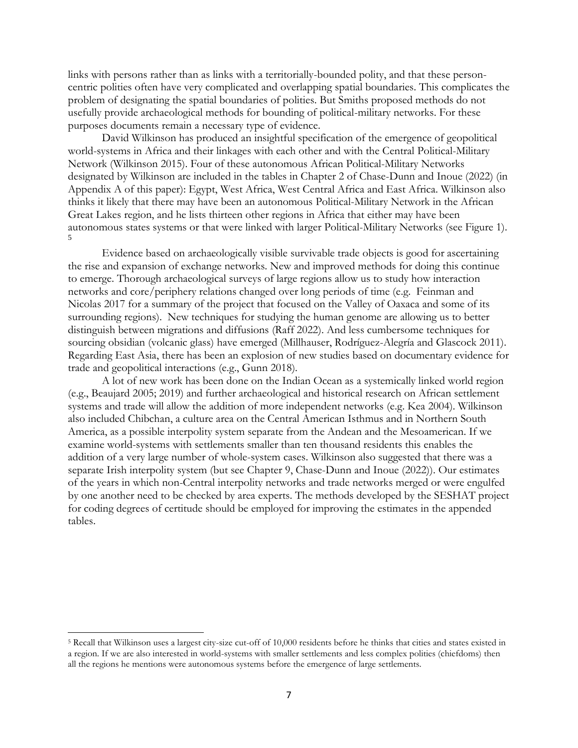links with persons rather than as links with a territorially-bounded polity, and that these person-centric polities often have very complicated and overlapping spatial boundaries. This complicates the problem of designating the spatial boundaries of polities. But Smiths proposed methods do not usefully provide archaeological methods for bounding of political-military networks. For these purposes documents remain a necessary type of evidence.

David Wilkinson has produced an insightful specification of the emergence of geopolitical world-systems in Africa and their linkages with each other and with the Central Political-Military Network (Wilkinson 2015). Four of these autonomous African Political-Military Networks designated by Wilkinson are included in the tables in Chapter 2 of Chase-Dunn and Inoue (2022) (in Appendix A of this paper): Egypt, West Africa, West Central Africa and East Africa. Wilkinson also thinks it likely that there may have been an autonomous Political-Military Network in the African Great Lakes region, and he lists thirteen other regions in Africa that either may have been autonomous states systems or that were linked with larger Political-Military Networks (see Figure 1). [5]

Evidence based on archaeologically visible survivable trade objects is good for ascertaining the rise and expansion of exchange networks. New and improved methods for doing this continue to emerge. Thorough archaeological surveys of large regions allow us to study how interaction networks and core/periphery relations changed over long periods of time (e.g. Feinman and Nicolas 2017 for a summary of the project that focused on the Valley of Oaxaca and some of its surrounding regions). New techniques for studying the human genome are allowing us to better distinguish between migrations and diffusions (Raff 2022). And less cumbersome techniques for sourcing obsidian (volcanic glass) have emerged (Millhauser, Rodríguez-Alegría and Glascock 2011). Regarding East Asia, there has been an explosion of new studies based on documentary evidence for trade and geopolitical interactions (e.g., Gunn 2018).

A lot of new work has been done on the Indian Ocean as a systemically linked world region (e.g., Beaujard 2005; 2019) and further archaeological and historical research on African settlement systems and trade will allow the addition of more independent networks (e.g. Kea 2004). Wilkinson also included Chibchan, a culture area on the Central American Isthmus and in Northern South America, as a possible interpolity system separate from the Andean and the Mesoamerican. If we examine world-systems with settlements smaller than ten thousand residents this enables the addition of a very large number of whole-system cases. Wilkinson also suggested that there was a separate Irish interpolity system (but see Chapter 9, Chase-Dunn and Inoue (2022)). Our estimates of the years in which non-Central interpolity networks and trade networks merged or were engulfed by one another need to be checked by area experts. The methods developed by the SESHAT project for coding degrees of certitude should be employed for improving the estimates in the appended tables.

[5] Recall that Wilkinson uses a largest city-size cut-off of 10,000 residents before he thinks that cities and states existed in a region. If we are also interested in world-systems with smaller settlements and less complex polities (chiefdoms) then all the regions he mentions were autonomous systems before the emergence of large settlements.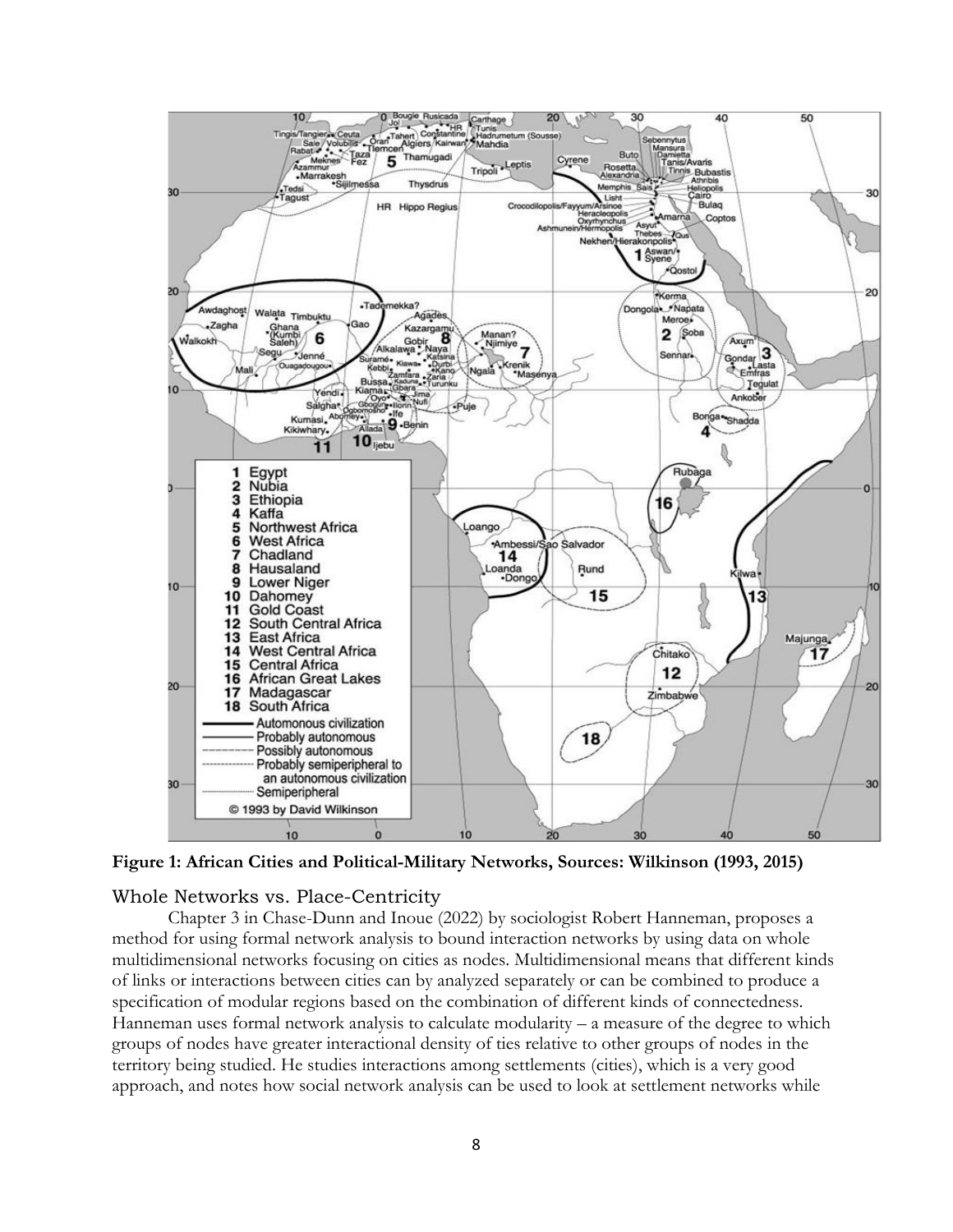**Figure 1: African Cities and Political-Military Networks, Sources: Wilkinson (1993, 2015)**

## Whole Networks vs. Place-Centricity

Chapter 3 in Chase-Dunn and Inoue (2022) by sociologist Robert Hanneman, proposes a method for using formal network analysis to bound interaction networks by using data on whole multidimensional networks focusing on cities as nodes. Multidimensional means that different kinds of links or interactions between cities can by analyzed separately or can be combined to produce a specification of modular regions based on the combination of different kinds of connectedness. Hanneman uses formal network analysis to calculate modularity – a measure of the degree to which groups of nodes have greater interactional density of ties relative to other groups of nodes in the territory being studied. He studies interactions among settlements (cities), which is a very good approach, and notes how social network analysis can be used to look at settlement networks while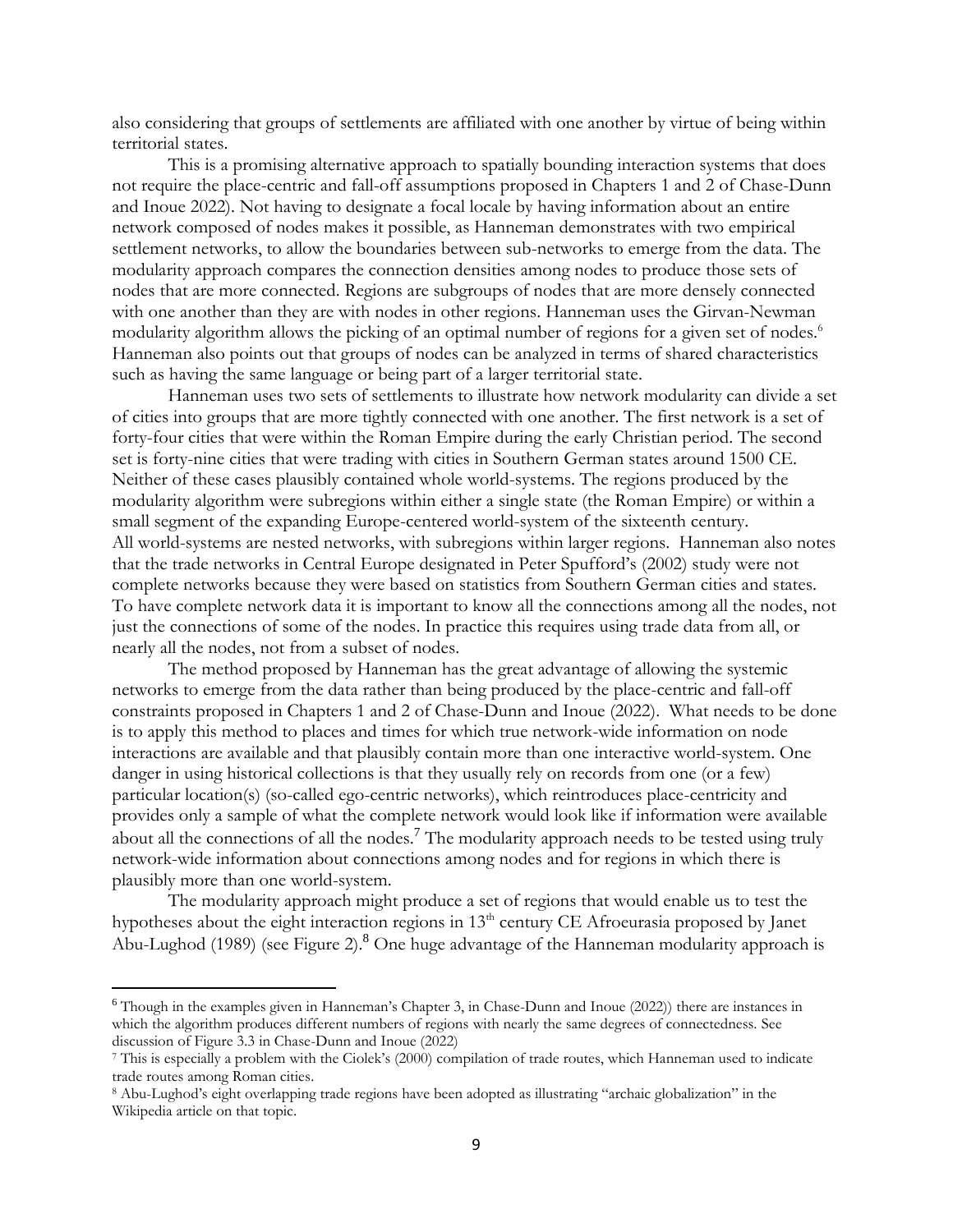also considering that groups of settlements are affiliated with one another by virtue of being within territorial states.

This is a promising alternative approach to spatially bounding interaction systems that does not require the place-centric and fall-off assumptions proposed in Chapters 1 and 2 of Chase-Dunn and Inoue 2022). Not having to designate a focal locale by having information about an entire network composed of nodes makes it possible, as Hanneman demonstrates with two empirical settlement networks, to allow the boundaries between sub-networks to emerge from the data. The modularity approach compares the connection densities among nodes to produce those sets of nodes that are more connected. Regions are subgroups of nodes that are more densely connected with one another than they are with nodes in other regions. Hanneman uses the Girvan-Newman modularity algorithm allows the picking of an optimal number of regions for a given set of nodes.[6] Hanneman also points out that groups of nodes can be analyzed in terms of shared characteristics such as having the same language or being part of a larger territorial state.

Hanneman uses two sets of settlements to illustrate how network modularity can divide a set of cities into groups that are more tightly connected with one another. The first network is a set of forty-four cities that were within the Roman Empire during the early Christian period. The second set is forty-nine cities that were trading with cities in Southern German states around 1500 CE. Neither of these cases plausibly contained whole world-systems. The regions produced by the modularity algorithm were subregions within either a single state (the Roman Empire) or within a small segment of the expanding Europe-centered world-system of the sixteenth century.
All world-systems are nested networks, with subregions within larger regions. Hanneman also notes that the trade networks in Central Europe designated in Peter Spufford's (2002) study were not complete networks because they were based on statistics from Southern German cities and states. To have complete network data it is important to know all the connections among all the nodes, not just the connections of some of the nodes. In practice this requires using trade data from all, or nearly all the nodes, not from a subset of nodes.

The method proposed by Hanneman has the great advantage of allowing the systemic networks to emerge from the data rather than being produced by the place-centric and fall-off constraints proposed in Chapters 1 and 2 of Chase-Dunn and Inoue (2022). What needs to be done is to apply this method to places and times for which true network-wide information on node interactions are available and that plausibly contain more than one interactive world-system. One danger in using historical collections is that they usually rely on records from one (or a few) particular location(s) (so-called ego-centric networks), which reintroduces place-centricity and provides only a sample of what the complete network would look like if information were available about all the connections of all the nodes.[7] The modularity approach needs to be tested using truly network-wide information about connections among nodes and for regions in which there is plausibly more than one world-system.

The modularity approach might produce a set of regions that would enable us to test the hypotheses about the eight interaction regions in 13th century CE Afroeurasia proposed by Janet Abu-Lughod (1989) (see Figure 2).[8] One huge advantage of the Hanneman modularity approach is

---

[6] Though in the examples given in Hanneman's Chapter 3, in Chase-Dunn and Inoue (2022)) there are instances in which the algorithm produces different numbers of regions with nearly the same degrees of connectedness. See discussion of Figure 3.3 in Chase-Dunn and Inoue (2022)

[7] This is especially a problem with the Ciolek's (2000) compilation of trade routes, which Hanneman used to indicate trade routes among Roman cities.

[8] Abu-Lughod's eight overlapping trade regions have been adopted as illustrating "archaic globalization" in the Wikipedia article on that topic.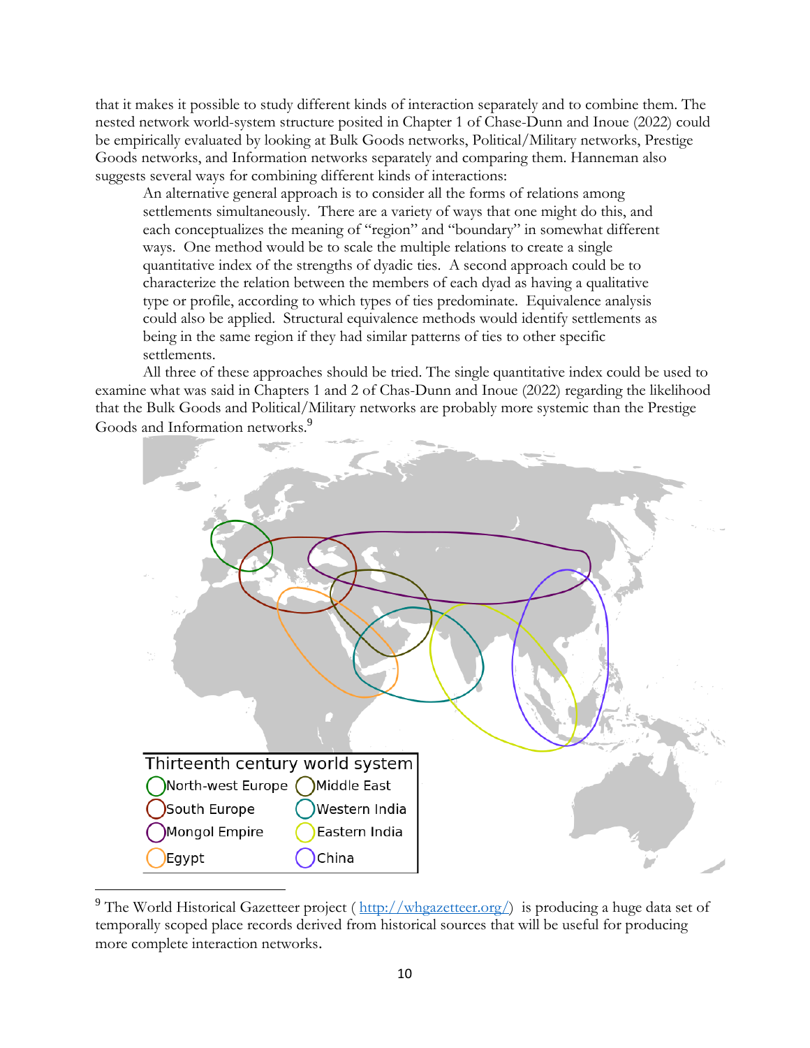that it makes it possible to study different kinds of interaction separately and to combine them. The nested network world-system structure posited in Chapter 1 of Chase-Dunn and Inoue (2022) could be empirically evaluated by looking at Bulk Goods networks, Political/Military networks, Prestige Goods networks, and Information networks separately and comparing them. Hanneman also suggests several ways for combining different kinds of interactions:

> An alternative general approach is to consider all the forms of relations among settlements simultaneously. There are a variety of ways that one might do this, and each conceptualizes the meaning of "region" and "boundary" in somewhat different ways. One method would be to scale the multiple relations to create a single quantitative index of the strengths of dyadic ties. A second approach could be to characterize the relation between the members of each dyad as having a qualitative type or profile, according to which types of ties predominate. Equivalence analysis could also be applied. Structural equivalence methods would identify settlements as being in the same region if they had similar patterns of ties to other specific settlements.

All three of these approaches should be tried. The single quantitative index could be used to examine what was said in Chapters 1 and 2 of Chas-Dunn and Inoue (2022) regarding the likelihood that the Bulk Goods and Political/Military networks are probably more systemic than the Prestige Goods and Information networks.[9]

Thirteenth century world system

- North-west Europe
- South Europe
- Mongol Empire
- Egypt
- Middle East
- Western India
- Eastern India
- China

[9] The World Historical Gazetteer project ( http://whgazetteer.org/) is producing a huge data set of temporally scoped place records derived from historical sources that will be useful for producing more complete interaction networks.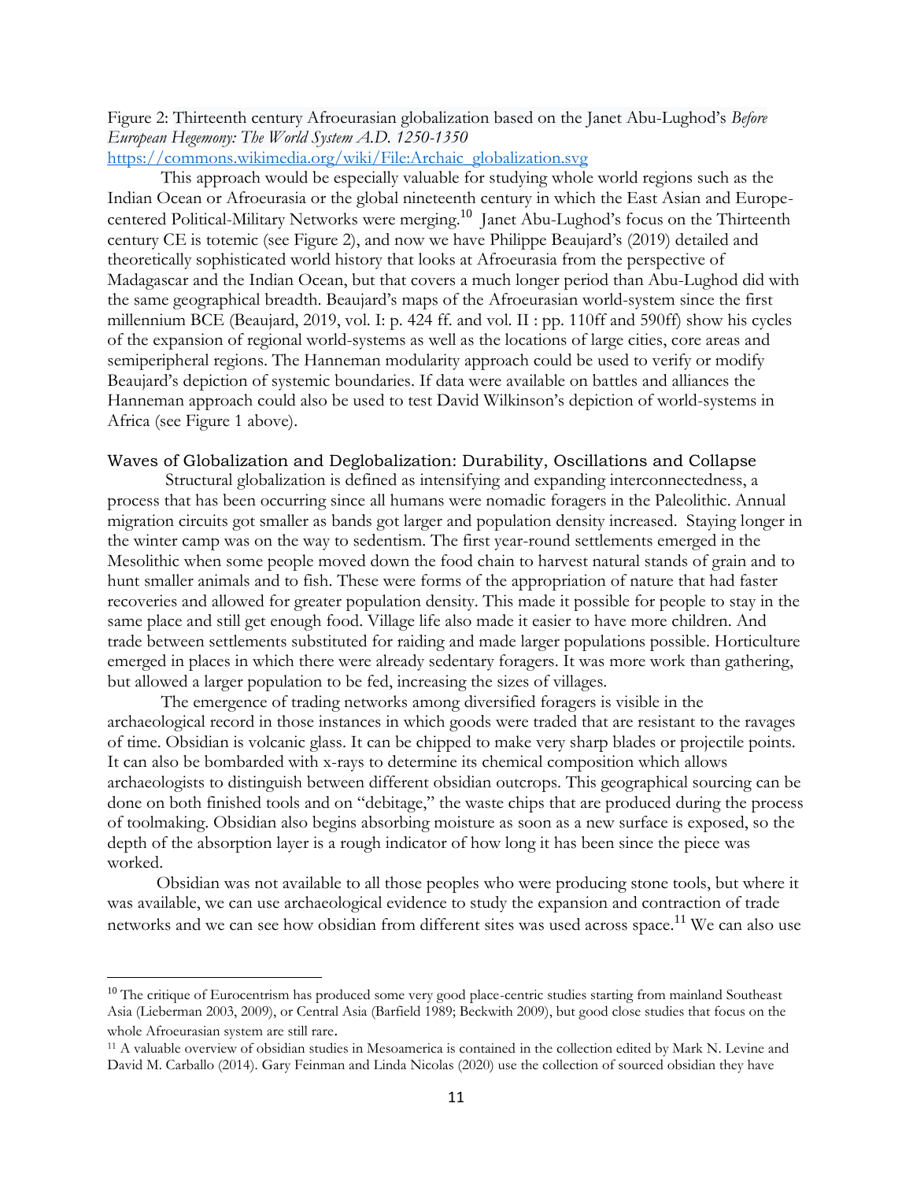Figure 2: Thirteenth century Afroeurasian globalization based on the Janet Abu-Lughod's *Before European Hegemony: The World System A.D. 1250-1350*
https://commons.wikimedia.org/wiki/File:Archaic_globalization.svg

This approach would be especially valuable for studying whole world regions such as the Indian Ocean or Afroeurasia or the global nineteenth century in which the East Asian and Europe-centered Political-Military Networks were merging.[10] Janet Abu-Lughod's focus on the Thirteenth century CE is totemic (see Figure 2), and now we have Philippe Beaujard's (2019) detailed and theoretically sophisticated world history that looks at Afroeurasia from the perspective of Madagascar and the Indian Ocean, but that covers a much longer period than Abu-Lughod did with the same geographical breadth. Beaujard's maps of the Afroeurasian world-system since the first millennium BCE (Beaujard, 2019, vol. I: p. 424 ff. and vol. II : pp. 110ff and 590ff) show his cycles of the expansion of regional world-systems as well as the locations of large cities, core areas and semiperipheral regions. The Hanneman modularity approach could be used to verify or modify Beaujard's depiction of systemic boundaries. If data were available on battles and alliances the Hanneman approach could also be used to test David Wilkinson's depiction of world-systems in Africa (see Figure 1 above).

## Waves of Globalization and Deglobalization: Durability, Oscillations and Collapse

Structural globalization is defined as intensifying and expanding interconnectedness, a process that has been occurring since all humans were nomadic foragers in the Paleolithic. Annual migration circuits got smaller as bands got larger and population density increased. Staying longer in the winter camp was on the way to sedentism. The first year-round settlements emerged in the Mesolithic when some people moved down the food chain to harvest natural stands of grain and to hunt smaller animals and to fish. These were forms of the appropriation of nature that had faster recoveries and allowed for greater population density. This made it possible for people to stay in the same place and still get enough food. Village life also made it easier to have more children. And trade between settlements substituted for raiding and made larger populations possible. Horticulture emerged in places in which there were already sedentary foragers. It was more work than gathering, but allowed a larger population to be fed, increasing the sizes of villages.

The emergence of trading networks among diversified foragers is visible in the archaeological record in those instances in which goods were traded that are resistant to the ravages of time. Obsidian is volcanic glass. It can be chipped to make very sharp blades or projectile points. It can also be bombarded with x-rays to determine its chemical composition which allows archaeologists to distinguish between different obsidian outcrops. This geographical sourcing can be done on both finished tools and on "debitage," the waste chips that are produced during the process of toolmaking. Obsidian also begins absorbing moisture as soon as a new surface is exposed, so the depth of the absorption layer is a rough indicator of how long it has been since the piece was worked.

Obsidian was not available to all those peoples who were producing stone tools, but where it was available, we can use archaeological evidence to study the expansion and contraction of trade networks and we can see how obsidian from different sites was used across space.[11] We can also use

---

[10] The critique of Eurocentrism has produced some very good place-centric studies starting from mainland Southeast Asia (Lieberman 2003, 2009), or Central Asia (Barfield 1989; Beckwith 2009), but good close studies that focus on the whole Afroeurasian system are still rare.

[11] A valuable overview of obsidian studies in Mesoamerica is contained in the collection edited by Mark N. Levine and David M. Carballo (2014). Gary Feinman and Linda Nicolas (2020) use the collection of sourced obsidian they have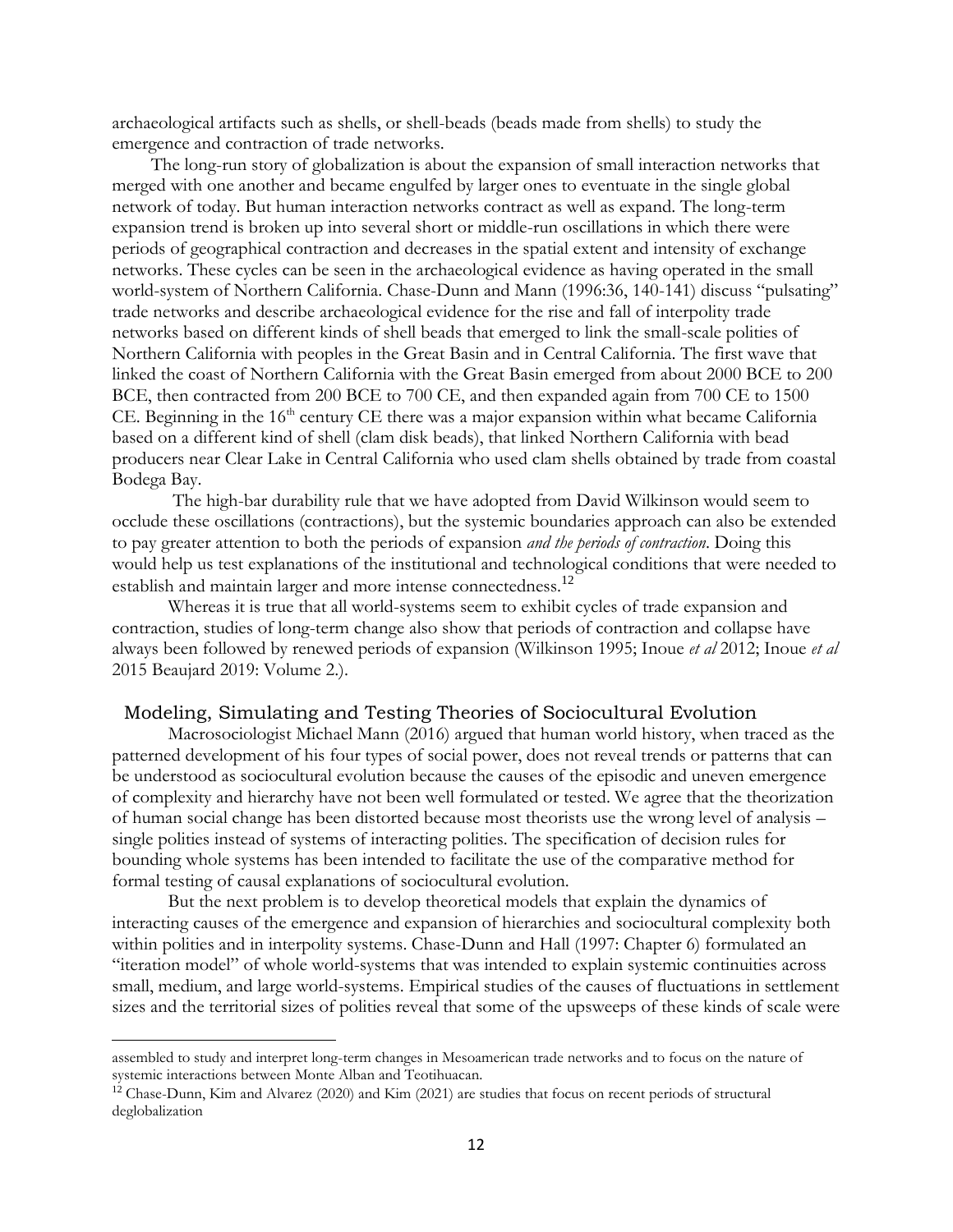archaeological artifacts such as shells, or shell-beads (beads made from shells) to study the emergence and contraction of trade networks.

The long-run story of globalization is about the expansion of small interaction networks that merged with one another and became engulfed by larger ones to eventuate in the single global network of today. But human interaction networks contract as well as expand. The long-term expansion trend is broken up into several short or middle-run oscillations in which there were periods of geographical contraction and decreases in the spatial extent and intensity of exchange networks. These cycles can be seen in the archaeological evidence as having operated in the small world-system of Northern California. Chase-Dunn and Mann (1996:36, 140-141) discuss "pulsating" trade networks and describe archaeological evidence for the rise and fall of interpolity trade networks based on different kinds of shell beads that emerged to link the small-scale polities of Northern California with peoples in the Great Basin and in Central California. The first wave that linked the coast of Northern California with the Great Basin emerged from about 2000 BCE to 200 BCE, then contracted from 200 BCE to 700 CE, and then expanded again from 700 CE to 1500 CE. Beginning in the 16th century CE there was a major expansion within what became California based on a different kind of shell (clam disk beads), that linked Northern California with bead producers near Clear Lake in Central California who used clam shells obtained by trade from coastal Bodega Bay.

The high-bar durability rule that we have adopted from David Wilkinson would seem to occlude these oscillations (contractions), but the systemic boundaries approach can also be extended to pay greater attention to both the periods of expansion *and the periods of contraction*. Doing this would help us test explanations of the institutional and technological conditions that were needed to establish and maintain larger and more intense connectedness.[12]

Whereas it is true that all world-systems seem to exhibit cycles of trade expansion and contraction, studies of long-term change also show that periods of contraction and collapse have always been followed by renewed periods of expansion (Wilkinson 1995; Inoue *et al* 2012; Inoue *et al* 2015 Beaujard 2019: Volume 2.).

## Modeling, Simulating and Testing Theories of Sociocultural Evolution

Macrosociologist Michael Mann (2016) argued that human world history, when traced as the patterned development of his four types of social power, does not reveal trends or patterns that can be understood as sociocultural evolution because the causes of the episodic and uneven emergence of complexity and hierarchy have not been well formulated or tested. We agree that the theorization of human social change has been distorted because most theorists use the wrong level of analysis – single polities instead of systems of interacting polities. The specification of decision rules for bounding whole systems has been intended to facilitate the use of the comparative method for formal testing of causal explanations of sociocultural evolution.

But the next problem is to develop theoretical models that explain the dynamics of interacting causes of the emergence and expansion of hierarchies and sociocultural complexity both within polities and in interpolity systems. Chase-Dunn and Hall (1997: Chapter 6) formulated an "iteration model" of whole world-systems that was intended to explain systemic continuities across small, medium, and large world-systems. Empirical studies of the causes of fluctuations in settlement sizes and the territorial sizes of polities reveal that some of the upsweeps of these kinds of scale were

---

assembled to study and interpret long-term changes in Mesoamerican trade networks and to focus on the nature of systemic interactions between Monte Alban and Teotihuacan.

[12] Chase-Dunn, Kim and Alvarez (2020) and Kim (2021) are studies that focus on recent periods of structural deglobalization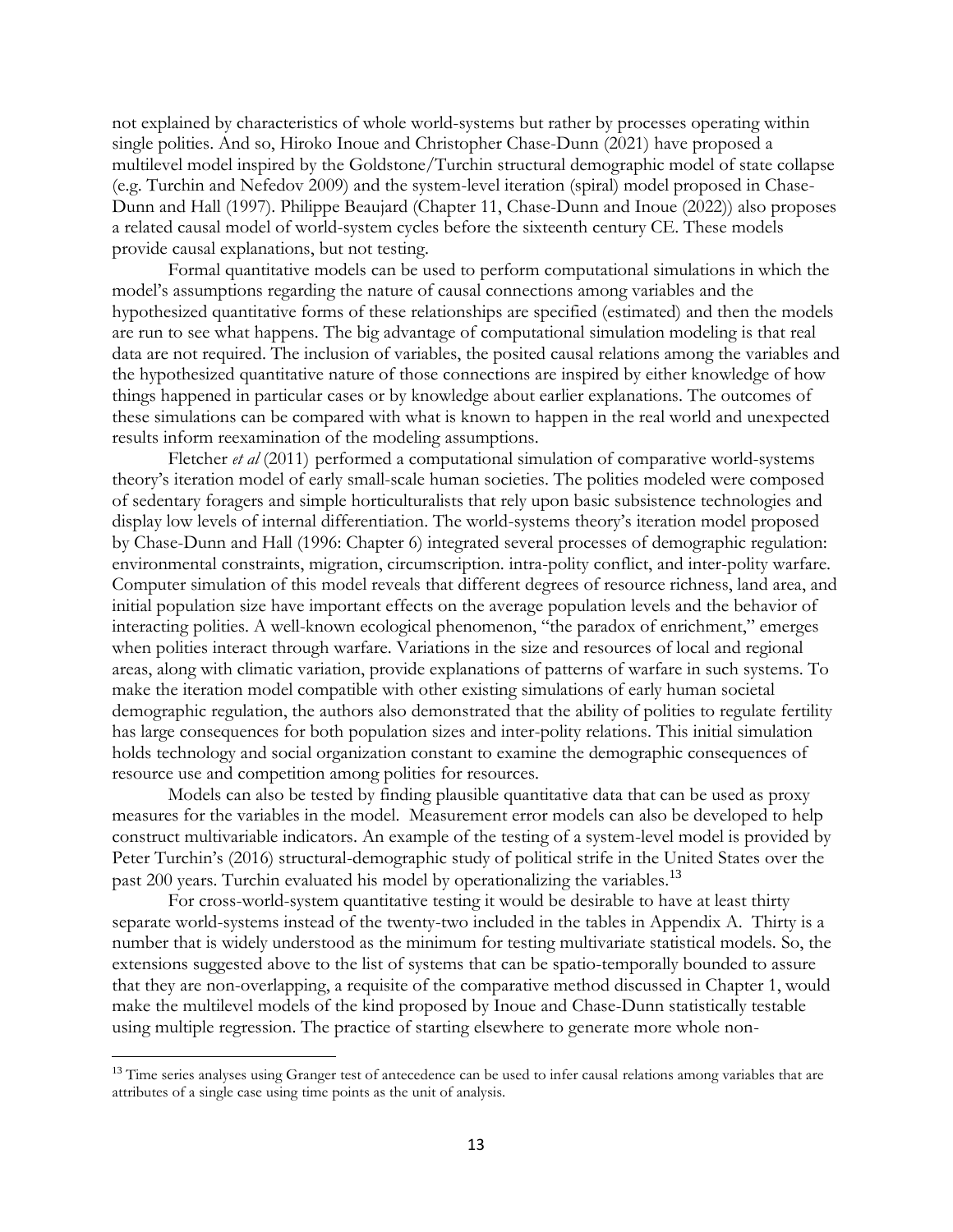not explained by characteristics of whole world-systems but rather by processes operating within single polities. And so, Hiroko Inoue and Christopher Chase-Dunn (2021) have proposed a multilevel model inspired by the Goldstone/Turchin structural demographic model of state collapse (e.g. Turchin and Nefedov 2009) and the system-level iteration (spiral) model proposed in Chase-Dunn and Hall (1997). Philippe Beaujard (Chapter 11, Chase-Dunn and Inoue (2022)) also proposes a related causal model of world-system cycles before the sixteenth century CE. These models provide causal explanations, but not testing.

Formal quantitative models can be used to perform computational simulations in which the model's assumptions regarding the nature of causal connections among variables and the hypothesized quantitative forms of these relationships are specified (estimated) and then the models are run to see what happens. The big advantage of computational simulation modeling is that real data are not required. The inclusion of variables, the posited causal relations among the variables and the hypothesized quantitative nature of those connections are inspired by either knowledge of how things happened in particular cases or by knowledge about earlier explanations. The outcomes of these simulations can be compared with what is known to happen in the real world and unexpected results inform reexamination of the modeling assumptions.

Fletcher *et al* (2011) performed a computational simulation of comparative world-systems theory's iteration model of early small-scale human societies. The polities modeled were composed of sedentary foragers and simple horticulturalists that rely upon basic subsistence technologies and display low levels of internal differentiation. The world-systems theory's iteration model proposed by Chase-Dunn and Hall (1996: Chapter 6) integrated several processes of demographic regulation: environmental constraints, migration, circumscription. intra-polity conflict, and inter-polity warfare. Computer simulation of this model reveals that different degrees of resource richness, land area, and initial population size have important effects on the average population levels and the behavior of interacting polities. A well-known ecological phenomenon, "the paradox of enrichment," emerges when polities interact through warfare. Variations in the size and resources of local and regional areas, along with climatic variation, provide explanations of patterns of warfare in such systems. To make the iteration model compatible with other existing simulations of early human societal demographic regulation, the authors also demonstrated that the ability of polities to regulate fertility has large consequences for both population sizes and inter-polity relations. This initial simulation holds technology and social organization constant to examine the demographic consequences of resource use and competition among polities for resources.

Models can also be tested by finding plausible quantitative data that can be used as proxy measures for the variables in the model. Measurement error models can also be developed to help construct multivariable indicators. An example of the testing of a system-level model is provided by Peter Turchin's (2016) structural-demographic study of political strife in the United States over the past 200 years. Turchin evaluated his model by operationalizing the variables.[13]

For cross-world-system quantitative testing it would be desirable to have at least thirty separate world-systems instead of the twenty-two included in the tables in Appendix A. Thirty is a number that is widely understood as the minimum for testing multivariate statistical models. So, the extensions suggested above to the list of systems that can be spatio-temporally bounded to assure that they are non-overlapping, a requisite of the comparative method discussed in Chapter 1, would make the multilevel models of the kind proposed by Inoue and Chase-Dunn statistically testable using multiple regression. The practice of starting elsewhere to generate more whole non-

---

[13] Time series analyses using Granger test of antecedence can be used to infer causal relations among variables that are attributes of a single case using time points as the unit of analysis.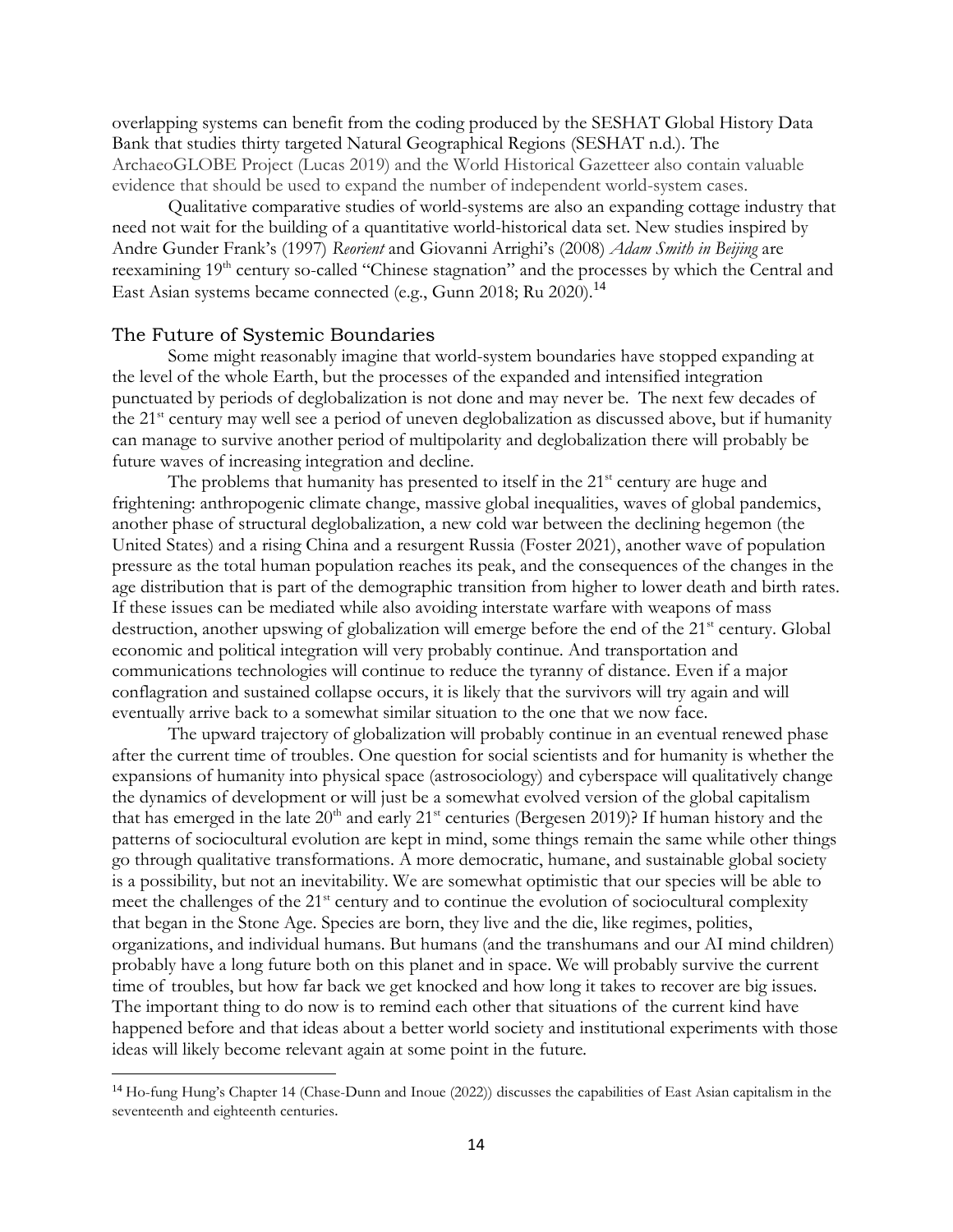overlapping systems can benefit from the coding produced by the SESHAT Global History Data Bank that studies thirty targeted Natural Geographical Regions (SESHAT n.d.). The ArchaeoGLOBE Project (Lucas 2019) and the World Historical Gazetteer also contain valuable evidence that should be used to expand the number of independent world-system cases.

Qualitative comparative studies of world-systems are also an expanding cottage industry that need not wait for the building of a quantitative world-historical data set. New studies inspired by Andre Gunder Frank's (1997) *Reorient* and Giovanni Arrighi's (2008) *Adam Smith in Beijing* are reexamining 19th century so-called "Chinese stagnation" and the processes by which the Central and East Asian systems became connected (e.g., Gunn 2018; Ru 2020).[14]

## The Future of Systemic Boundaries

Some might reasonably imagine that world-system boundaries have stopped expanding at the level of the whole Earth, but the processes of the expanded and intensified integration punctuated by periods of deglobalization is not done and may never be. The next few decades of the 21st century may well see a period of uneven deglobalization as discussed above, but if humanity can manage to survive another period of multipolarity and deglobalization there will probably be future waves of increasing integration and decline.

The problems that humanity has presented to itself in the 21st century are huge and frightening: anthropogenic climate change, massive global inequalities, waves of global pandemics, another phase of structural deglobalization, a new cold war between the declining hegemon (the United States) and a rising China and a resurgent Russia (Foster 2021), another wave of population pressure as the total human population reaches its peak, and the consequences of the changes in the age distribution that is part of the demographic transition from higher to lower death and birth rates. If these issues can be mediated while also avoiding interstate warfare with weapons of mass destruction, another upswing of globalization will emerge before the end of the 21st century. Global economic and political integration will very probably continue. And transportation and communications technologies will continue to reduce the tyranny of distance. Even if a major conflagration and sustained collapse occurs, it is likely that the survivors will try again and will eventually arrive back to a somewhat similar situation to the one that we now face.

The upward trajectory of globalization will probably continue in an eventual renewed phase after the current time of troubles. One question for social scientists and for humanity is whether the expansions of humanity into physical space (astrosociology) and cyberspace will qualitatively change the dynamics of development or will just be a somewhat evolved version of the global capitalism that has emerged in the late 20th and early 21st centuries (Bergesen 2019)? If human history and the patterns of sociocultural evolution are kept in mind, some things remain the same while other things go through qualitative transformations. A more democratic, humane, and sustainable global society is a possibility, but not an inevitability. We are somewhat optimistic that our species will be able to meet the challenges of the 21st century and to continue the evolution of sociocultural complexity that began in the Stone Age. Species are born, they live and the die, like regimes, polities, organizations, and individual humans. But humans (and the transhumans and our AI mind children) probably have a long future both on this planet and in space. We will probably survive the current time of troubles, but how far back we get knocked and how long it takes to recover are big issues. The important thing to do now is to remind each other that situations of the current kind have happened before and that ideas about a better world society and institutional experiments with those ideas will likely become relevant again at some point in the future.

---

[14] Ho-fung Hung's Chapter 14 (Chase-Dunn and Inoue (2022)) discusses the capabilities of East Asian capitalism in the seventeenth and eighteenth centuries.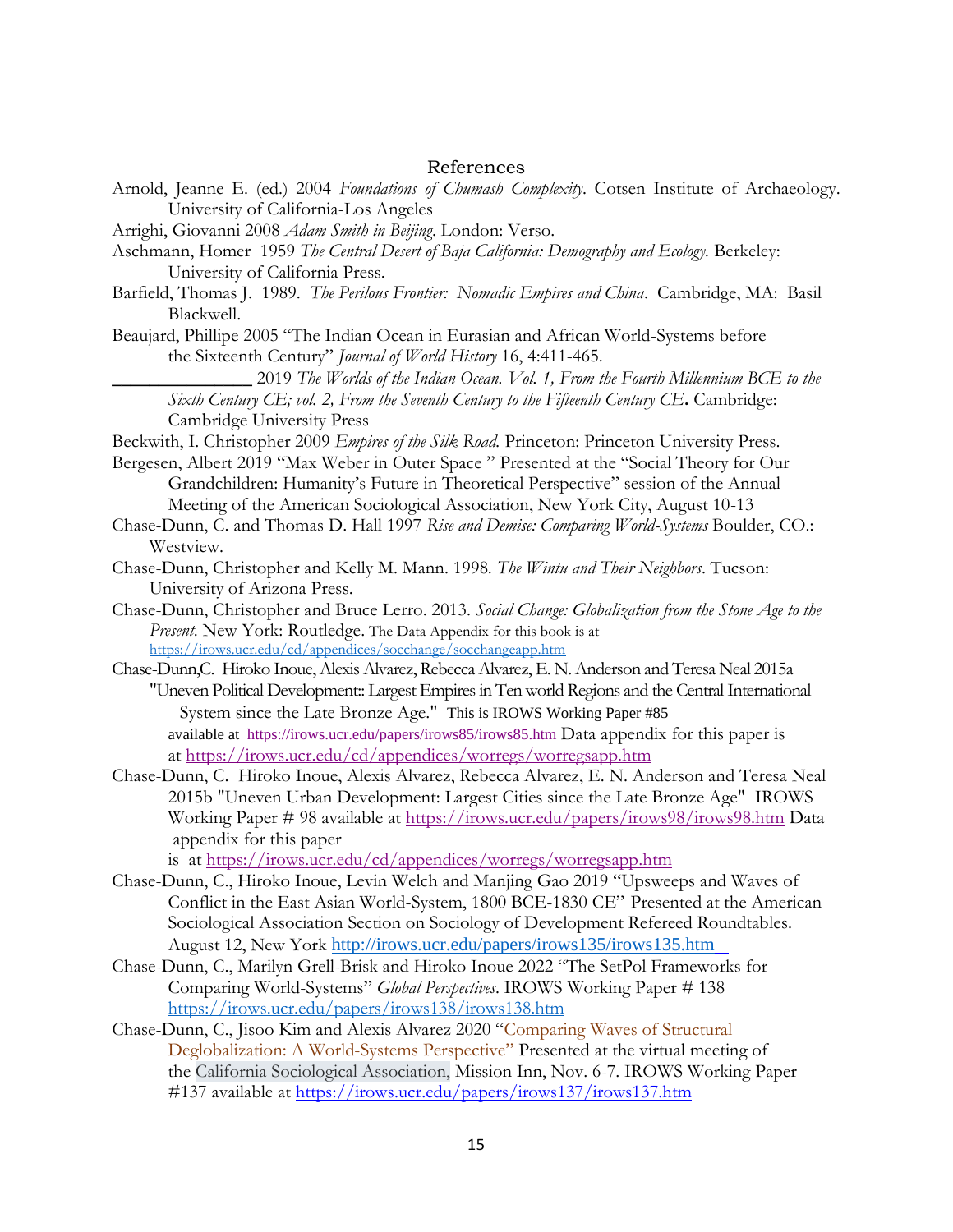## References

Arnold, Jeanne E. (ed.) 2004 *Foundations of Chumash Complexity*. Cotsen Institute of Archaeology. University of California-Los Angeles

Arrighi, Giovanni 2008 *Adam Smith in Beijing*. London: Verso.

Aschmann, Homer 1959 *The Central Desert of Baja California: Demography and Ecology.* Berkeley: University of California Press.

Barfield, Thomas J. 1989. *The Perilous Frontier: Nomadic Empires and China*. Cambridge, MA: Basil Blackwell.

Beaujard, Phillipe 2005 "The Indian Ocean in Eurasian and African World-Systems before the Sixteenth Century" *Journal of World History* 16, 4:411-465.

_______________ 2019 *The Worlds of the Indian Ocean. Vol. 1, From the Fourth Millennium BCE to the Sixth Century CE; vol. 2, From the Seventh Century to the Fifteenth Century CE*. Cambridge: Cambridge University Press

Beckwith, I. Christopher 2009 *Empires of the Silk Road.* Princeton: Princeton University Press.

Bergesen, Albert 2019 "Max Weber in Outer Space " Presented at the "Social Theory for Our Grandchildren: Humanity's Future in Theoretical Perspective" session of the Annual Meeting of the American Sociological Association, New York City, August 10-13

Chase-Dunn, C. and Thomas D. Hall 1997 *Rise and Demise: Comparing World-Systems* Boulder, CO.: Westview.

Chase-Dunn, Christopher and Kelly M. Mann. 1998. *The Wintu and Their Neighbors*. Tucson: University of Arizona Press.

Chase-Dunn, Christopher and Bruce Lerro. 2013. *Social Change: Globalization from the Stone Age to the Present.* New York: Routledge. The Data Appendix for this book is at https://irows.ucr.edu/cd/appendices/socchange/socchangeapp.htm

Chase-Dunn,C. Hiroko Inoue, Alexis Alvarez, Rebecca Alvarez, E. N. Anderson and Teresa Neal 2015a "Uneven Political Development:: Largest Empires in Ten world Regions and the Central International System since the Late Bronze Age." This is IROWS Working Paper #85 available at https://irows.ucr.edu/papers/irows85/irows85.htm Data appendix for this paper is at https://irows.ucr.edu/cd/appendices/worregs/worregsapp.htm

Chase-Dunn, C. Hiroko Inoue, Alexis Alvarez, Rebecca Alvarez, E. N. Anderson and Teresa Neal 2015b "Uneven Urban Development: Largest Cities since the Late Bronze Age" IROWS Working Paper # 98 available at https://irows.ucr.edu/papers/irows98/irows98.htm Data appendix for this paper is at https://irows.ucr.edu/cd/appendices/worregs/worregsapp.htm

Chase-Dunn, C., Hiroko Inoue, Levin Welch and Manjing Gao 2019 "Upsweeps and Waves of Conflict in the East Asian World-System, 1800 BCE-1830 CE" Presented at the American Sociological Association Section on Sociology of Development Refereed Roundtables. August 12, New York http://irows.ucr.edu/papers/irows135/irows135.htm

Chase-Dunn, C., Marilyn Grell-Brisk and Hiroko Inoue 2022 "The SetPol Frameworks for Comparing World-Systems" *Global Perspectives*. IROWS Working Paper # 138 https://irows.ucr.edu/papers/irows138/irows138.htm

Chase-Dunn, C., Jisoo Kim and Alexis Alvarez 2020 "Comparing Waves of Structural Deglobalization: A World-Systems Perspective" Presented at the virtual meeting of the California Sociological Association, Mission Inn, Nov. 6-7. IROWS Working Paper #137 available at https://irows.ucr.edu/papers/irows137/irows137.htm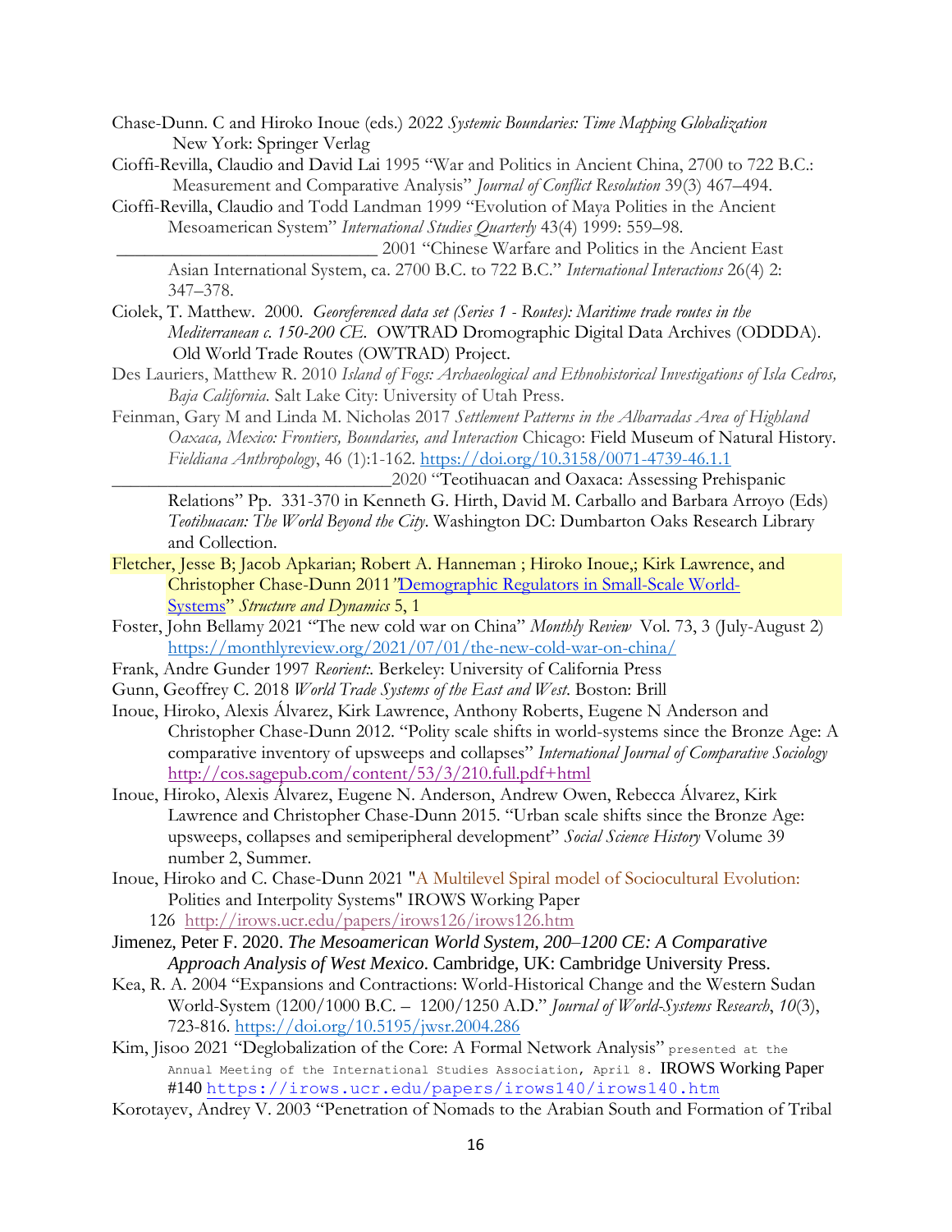Chase-Dunn. C and Hiroko Inoue (eds.) 2022 *Systemic Boundaries: Time Mapping Globalization* New York: Springer Verlag

Cioffi-Revilla, Claudio and David Lai 1995 "War and Politics in Ancient China, 2700 to 722 B.C.: Measurement and Comparative Analysis" *Journal of Conflict Resolution* 39(3) 467–494.

Cioffi-Revilla, Claudio and Todd Landman 1999 "Evolution of Maya Polities in the Ancient Mesoamerican System" *International Studies Quarterly* 43(4) 1999: 559–98.

_____________________________ 2001 "Chinese Warfare and Politics in the Ancient East Asian International System, ca. 2700 B.C. to 722 B.C." *International Interactions* 26(4) 2: 347–378.

Ciolek, T. Matthew. 2000. *Georeferenced data set (Series 1 - Routes): Maritime trade routes in the Mediterranean c. 150-200 CE*. OWTRAD Dromographic Digital Data Archives (ODDDA). Old World Trade Routes (OWTRAD) Project.

Des Lauriers, Matthew R. 2010 *Island of Fogs: Archaeological and Ethnohistorical Investigations of Isla Cedros, Baja California.* Salt Lake City: University of Utah Press.

Feinman, Gary M and Linda M. Nicholas 2017 *Settlement Patterns in the Albarradas Area of Highland Oaxaca, Mexico: Frontiers, Boundaries, and Interaction* Chicago: Field Museum of Natural History. *Fieldiana Anthropology*, 46 (1):1-162. https://doi.org/10.3158/0071-4739-46.1.1

_______________________________2020 "Teotihuacan and Oaxaca: Assessing Prehispanic Relations" Pp. 331-370 in Kenneth G. Hirth, David M. Carballo and Barbara Arroyo (Eds) *Teotihuacan: The World Beyond the City*. Washington DC: Dumbarton Oaks Research Library and Collection.

Fletcher, Jesse B; Jacob Apkarian; Robert A. Hanneman ; Hiroko Inoue,; Kirk Lawrence, and Christopher Chase-Dunn 2011 "Demographic Regulators in Small-Scale World-Systems" *Structure and Dynamics* 5, 1

Foster, John Bellamy 2021 "The new cold war on China" *Monthly Review* Vol. 73, 3 (July-August 2) https://monthlyreview.org/2021/07/01/the-new-cold-war-on-china/

Frank, Andre Gunder 1997 *Reorient:*. Berkeley: University of California Press

Gunn, Geoffrey C. 2018 *World Trade Systems of the East and West.* Boston: Brill

Inoue, Hiroko, Alexis Álvarez, Kirk Lawrence, Anthony Roberts, Eugene N Anderson and Christopher Chase-Dunn 2012. "Polity scale shifts in world-systems since the Bronze Age: A comparative inventory of upsweeps and collapses" *International Journal of Comparative Sociology* http://cos.sagepub.com/content/53/3/210.full.pdf+html

Inoue, Hiroko, Alexis Álvarez, Eugene N. Anderson, Andrew Owen, Rebecca Álvarez, Kirk Lawrence and Christopher Chase-Dunn 2015. "Urban scale shifts since the Bronze Age: upsweeps, collapses and semiperipheral development" *Social Science History* Volume 39 number 2, Summer.

Inoue, Hiroko and C. Chase-Dunn 2021 "A Multilevel Spiral model of Sociocultural Evolution: Polities and Interpolity Systems" IROWS Working Paper 126 http://irows.ucr.edu/papers/irows126/irows126.htm

Jimenez, Peter F. 2020. *The Mesoamerican World System, 200–1200 CE: A Comparative Approach Analysis of West Mexico*. Cambridge, UK: Cambridge University Press.

Kea, R. A. 2004 "Expansions and Contractions: World-Historical Change and the Western Sudan World-System (1200/1000 B.C. – 1200/1250 A.D." *Journal of World-Systems Research*, *10*(3), 723-816. https://doi.org/10.5195/jwsr.2004.286

Kim, Jisoo 2021 "Deglobalization of the Core: A Formal Network Analysis" presented at the Annual Meeting of the International Studies Association, April 8. IROWS Working Paper #140 https://irows.ucr.edu/papers/irows140/irows140.htm

Korotayev, Andrey V. 2003 "Penetration of Nomads to the Arabian South and Formation of Tribal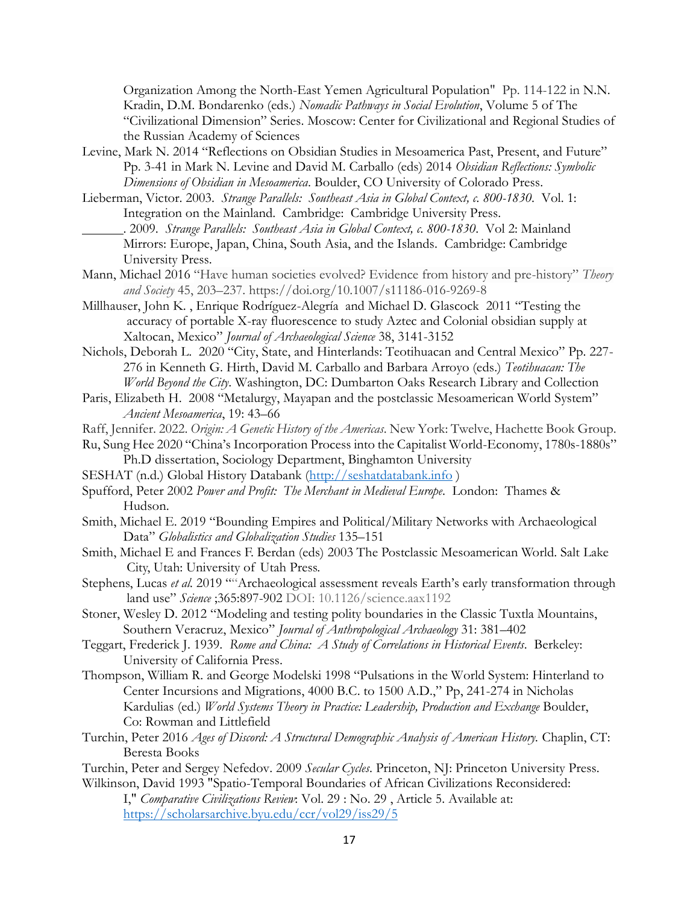Organization Among the North-East Yemen Agricultural Population" Pp. 114-122 in N.N. Kradin, D.M. Bondarenko (eds.) *Nomadic Pathways in Social Evolution*, Volume 5 of The "Civilizational Dimension" Series. Moscow: Center for Civilizational and Regional Studies of the Russian Academy of Sciences

Levine, Mark N. 2014 "Reflections on Obsidian Studies in Mesoamerica Past, Present, and Future" Pp. 3-41 in Mark N. Levine and David M. Carballo (eds) 2014 *Obsidian Reflections: Symbolic Dimensions of Obsidian in Mesoamerica*. Boulder, CO University of Colorado Press.

Lieberman, Victor. 2003. *Strange Parallels: Southeast Asia in Global Context, c. 800-1830*. Vol. 1: Integration on the Mainland. Cambridge: Cambridge University Press.

______. 2009. *Strange Parallels: Southeast Asia in Global Context, c. 800-1830*. Vol 2: Mainland Mirrors: Europe, Japan, China, South Asia, and the Islands. Cambridge: Cambridge University Press.

Mann, Michael 2016 "Have human societies evolved? Evidence from history and pre-history" *Theory and Society* 45, 203–237. https://doi.org/10.1007/s11186-016-9269-8

Millhauser, John K. , Enrique Rodríguez-Alegría and Michael D. Glascock 2011 "Testing the accuracy of portable X-ray fluorescence to study Aztec and Colonial obsidian supply at Xaltocan, Mexico" *Journal of Archaeological Science* 38, 3141-3152

Nichols, Deborah L. 2020 "City, State, and Hinterlands: Teotihuacan and Central Mexico" Pp. 227-276 in Kenneth G. Hirth, David M. Carballo and Barbara Arroyo (eds.) *Teotihuacan: The World Beyond the City*. Washington, DC: Dumbarton Oaks Research Library and Collection

Paris, Elizabeth H. 2008 "Metalurgy, Mayapan and the postclassic Mesoamerican World System" *Ancient Mesoamerica*, 19: 43–66

Raff, Jennifer. 2022. *Origin: A Genetic History of the Americas*. New York: Twelve, Hachette Book Group.

Ru, Sung Hee 2020 "China's Incorporation Process into the Capitalist World-Economy, 1780s-1880s" Ph.D dissertation, Sociology Department, Binghamton University

SESHAT (n.d.) Global History Databank (http://seshatdatabank.info )

Spufford, Peter 2002 *Power and Profit: The Merchant in Medieval Europe*. London: Thames & Hudson.

Smith, Michael E. 2019 "Bounding Empires and Political/Military Networks with Archaeological Data" *Globalistics and Globalization Studies* 135–151

Smith, Michael E and Frances F. Berdan (eds) 2003 The Postclassic Mesoamerican World. Salt Lake City, Utah: University of Utah Press.

Stephens, Lucas *et al.* 2019 ""Archaeological assessment reveals Earth's early transformation through land use" *Science* ;365:897-902 DOI: 10.1126/science.aax1192

Stoner, Wesley D. 2012 "Modeling and testing polity boundaries in the Classic Tuxtla Mountains, Southern Veracruz, Mexico" *Journal of Anthropological Archaeology* 31: 381–402

Teggart, Frederick J. 1939. *Rome and China: A Study of Correlations in Historical Events*. Berkeley: University of California Press.

Thompson, William R. and George Modelski 1998 "Pulsations in the World System: Hinterland to Center Incursions and Migrations, 4000 B.C. to 1500 A.D.," Pp, 241-274 in Nicholas Kardulias (ed.) *World Systems Theory in Practice: Leadership, Production and Exchange* Boulder, Co: Rowman and Littlefield

Turchin, Peter 2016 *Ages of Discord: A Structural Demographic Analysis of American History.* Chaplin, CT: Beresta Books

Turchin, Peter and Sergey Nefedov. 2009 *Secular Cycles*. Princeton, NJ: Princeton University Press.

Wilkinson, David 1993 "Spatio-Temporal Boundaries of African Civilizations Reconsidered: I," *Comparative Civilizations Review*: Vol. 29 : No. 29 , Article 5. Available at: https://scholarsarchive.byu.edu/ccr/vol29/iss29/5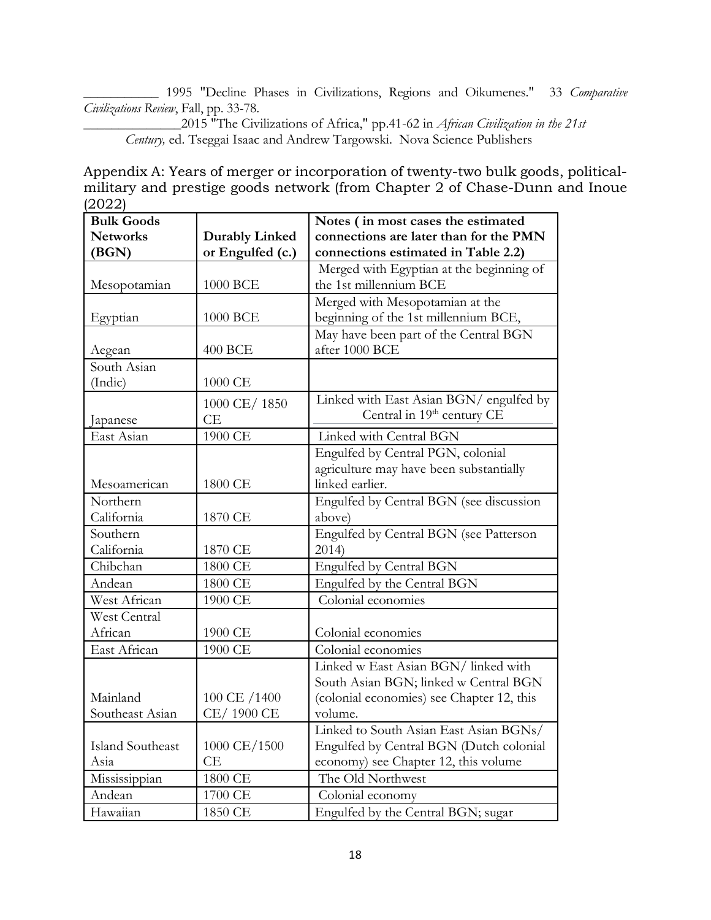___________ 1995 "Decline Phases in Civilizations, Regions and Oikumenes." 33 *Comparative Civilizations Review*, Fall, pp. 33-78.

_______________2015 "The Civilizations of Africa," pp.41-62 in *African Civilization in the 21st Century,* ed. Tseggai Isaac and Andrew Targowski. Nova Science Publishers

Appendix A: Years of merger or incorporation of twenty-two bulk goods, political-military and prestige goods network (from Chapter 2 of Chase-Dunn and Inoue (2022)

| **Bulk Goods Networks (BGN)** | **Durably Linked or Engulfed (c.)** | **Notes ( in most cases the estimated connections are later than for the PMN connections estimated in Table 2.2)** |
|---|---|---|
| Mesopotamian | 1000 BCE | Merged with Egyptian at the beginning of the 1st millennium BCE |
| Egyptian | 1000 BCE | Merged with Mesopotamian at the beginning of the 1st millennium BCE, |
| Aegean | 400 BCE | May have been part of the Central BGN after 1000 BCE |
| South Asian (Indic) | 1000 CE | |
| Japanese | 1000 CE/ 1850 CE | Linked with East Asian BGN/ engulfed by Central in 19th century CE |
| East Asian | 1900 CE | Linked with Central BGN |
| Mesoamerican | 1800 CE | Engulfed by Central PGN, colonial agriculture may have been substantially linked earlier. |
| Northern California | 1870 CE | Engulfed by Central BGN (see discussion above) |
| Southern California | 1870 CE | Engulfed by Central BGN (see Patterson 2014) |
| Chibchan | 1800 CE | Engulfed by Central BGN |
| Andean | 1800 CE | Engulfed by the Central BGN |
| West African | 1900 CE | Colonial economies |
| West Central African | 1900 CE | Colonial economies |
| East African | 1900 CE | Colonial economies |
| Mainland Southeast Asian | 100 CE /1400 CE/ 1900 CE | Linked w East Asian BGN/ linked with South Asian BGN; linked w Central BGN (colonial economies) see Chapter 12, this volume. |
| Island Southeast Asia | 1000 CE/1500 CE | Linked to South Asian East Asian BGNs/ Engulfed by Central BGN (Dutch colonial economy) see Chapter 12, this volume |
| Mississippian | 1800 CE | The Old Northwest |
| Andean | 1700 CE | Colonial economy |
| Hawaiian | 1850 CE | Engulfed by the Central BGN; sugar |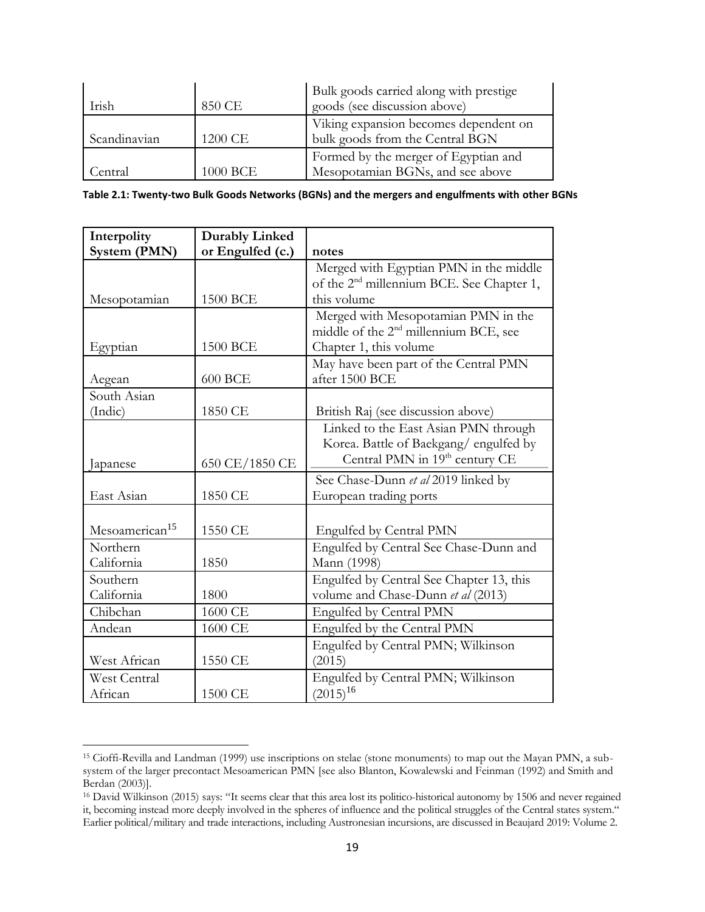| | | |
|---|---|---|
| Irish | 850 CE | Bulk goods carried along with prestige goods (see discussion above) |
| Scandinavian | 1200 CE | Viking expansion becomes dependent on bulk goods from the Central BGN |
| Central | 1000 BCE | Formed by the merger of Egyptian and Mesopotamian BGNs, and see above |

**Table 2.1: Twenty-two Bulk Goods Networks (BGNs) and the mergers and engulfments with other BGNs**

| Interpolity System (PMN) | Durably Linked or Engulfed (c.) | notes |
|---|---|---|
| Mesopotamian | 1500 BCE | Merged with Egyptian PMN in the middle of the 2nd millennium BCE. See Chapter 1, this volume |
| Egyptian | 1500 BCE | Merged with Mesopotamian PMN in the middle of the 2nd millennium BCE, see Chapter 1, this volume |
| Aegean | 600 BCE | May have been part of the Central PMN after 1500 BCE |
| South Asian (Indic) | 1850 CE | British Raj (see discussion above) |
| Japanese | 650 CE/1850 CE | Linked to the East Asian PMN through Korea. Battle of Baekgang/ engulfed by Central PMN in 19th century CE |
| East Asian | 1850 CE | See Chase-Dunn *et al* 2019 linked by European trading ports |
| Mesoamerican[15] | 1550 CE | Engulfed by Central PMN |
| Northern California | 1850 | Engulfed by Central See Chase-Dunn and Mann (1998) |
| Southern California | 1800 | Engulfed by Central See Chapter 13, this volume and Chase-Dunn *et al* (2013) |
| Chibchan | 1600 CE | Engulfed by Central PMN |
| Andean | 1600 CE | Engulfed by the Central PMN |
| West African | 1550 CE | Engulfed by Central PMN; Wilkinson (2015) |
| West Central African | 1500 CE | Engulfed by Central PMN; Wilkinson (2015)[16] |

[15] Cioffi-Revilla and Landman (1999) use inscriptions on stelae (stone monuments) to map out the Mayan PMN, a sub-system of the larger precontact Mesoamerican PMN [see also Blanton, Kowalewski and Feinman (1992) and Smith and Berdan (2003)].

[16] David Wilkinson (2015) says: "It seems clear that this area lost its politico-historical autonomy by 1506 and never regained it, becoming instead more deeply involved in the spheres of influence and the political struggles of the Central states system." Earlier political/military and trade interactions, including Austronesian incursions, are discussed in Beaujard 2019: Volume 2.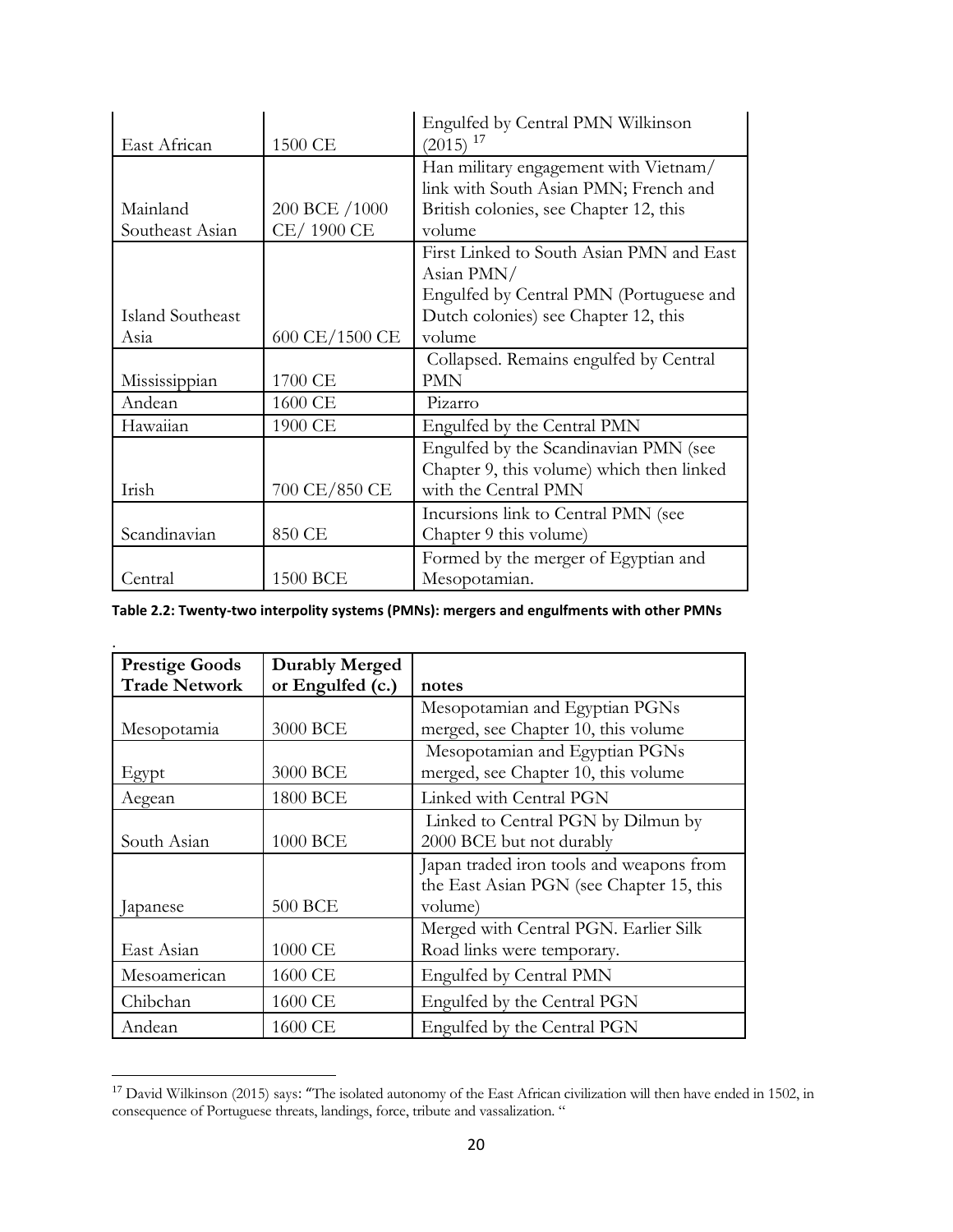| | | |
|---|---|---|
| East African | 1500 CE | Engulfed by Central PMN Wilkinson (2015) [17] |
| Mainland Southeast Asian | 200 BCE /1000 CE/ 1900 CE | Han military engagement with Vietnam/ link with South Asian PMN; French and British colonies, see Chapter 12, this volume |
| Island Southeast Asia | 600 CE/1500 CE | First Linked to South Asian PMN and East Asian PMN/ Engulfed by Central PMN (Portuguese and Dutch colonies) see Chapter 12, this volume |
| Mississippian | 1700 CE | Collapsed. Remains engulfed by Central PMN |
| Andean | 1600 CE | Pizarro |
| Hawaiian | 1900 CE | Engulfed by the Central PMN |
| Irish | 700 CE/850 CE | Engulfed by the Scandinavian PMN (see Chapter 9, this volume) which then linked with the Central PMN |
| Scandinavian | 850 CE | Incursions link to Central PMN (see Chapter 9 this volume) |
| Central | 1500 BCE | Formed by the merger of Egyptian and Mesopotamian. |

**Table 2.2: Twenty-two interpolity systems (PMNs): mergers and engulfments with other PMNs**

.

| Prestige Goods Trade Network | Durably Merged or Engulfed (c.) | notes |
|---|---|---|
| Mesopotamia | 3000 BCE | Mesopotamian and Egyptian PGNs merged, see Chapter 10, this volume |
| Egypt | 3000 BCE | Mesopotamian and Egyptian PGNs merged, see Chapter 10, this volume |
| Aegean | 1800 BCE | Linked with Central PGN |
| South Asian | 1000 BCE | Linked to Central PGN by Dilmun by 2000 BCE but not durably |
| Japanese | 500 BCE | Japan traded iron tools and weapons from the East Asian PGN (see Chapter 15, this volume) |
| East Asian | 1000 CE | Merged with Central PGN. Earlier Silk Road links were temporary. |
| Mesoamerican | 1600 CE | Engulfed by Central PMN |
| Chibchan | 1600 CE | Engulfed by the Central PGN |
| Andean | 1600 CE | Engulfed by the Central PGN |

[17] David Wilkinson (2015) says: "The isolated autonomy of the East African civilization will then have ended in 1502, in consequence of Portuguese threats, landings, force, tribute and vassalization. "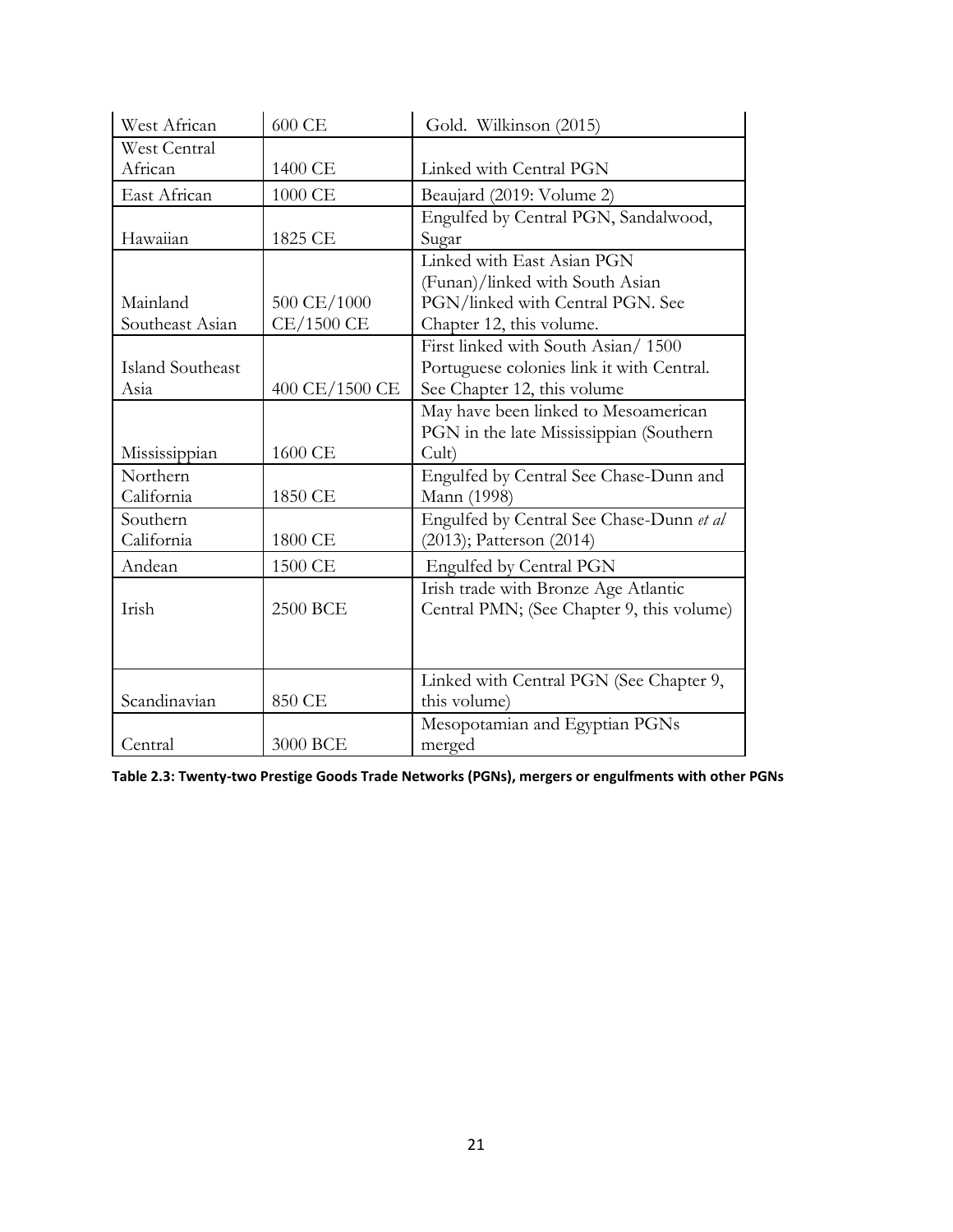| | | |
|---|---|---|
| West African | 600 CE | Gold. Wilkinson (2015) |
| West Central African | 1400 CE | Linked with Central PGN |
| East African | 1000 CE | Beaujard (2019: Volume 2) |
| Hawaiian | 1825 CE | Engulfed by Central PGN, Sandalwood, Sugar |
| Mainland Southeast Asian | 500 CE/1000 CE/1500 CE | Linked with East Asian PGN (Funan)/linked with South Asian PGN/linked with Central PGN. See Chapter 12, this volume. |
| Island Southeast Asia | 400 CE/1500 CE | First linked with South Asian/ 1500 Portuguese colonies link it with Central. See Chapter 12, this volume |
| Mississippian | 1600 CE | May have been linked to Mesoamerican PGN in the late Mississippian (Southern Cult) |
| Northern California | 1850 CE | Engulfed by Central See Chase-Dunn and Mann (1998) |
| Southern California | 1800 CE | Engulfed by Central See Chase-Dunn *et al* (2013); Patterson (2014) |
| Andean | 1500 CE | Engulfed by Central PGN |
| Irish | 2500 BCE | Irish trade with Bronze Age Atlantic Central PMN; (See Chapter 9, this volume) |
| Scandinavian | 850 CE | Linked with Central PGN (See Chapter 9, this volume) |
| Central | 3000 BCE | Mesopotamian and Egyptian PGNs merged |

**Table 2.3: Twenty-two Prestige Goods Trade Networks (PGNs), mergers or engulfments with other PGNs**